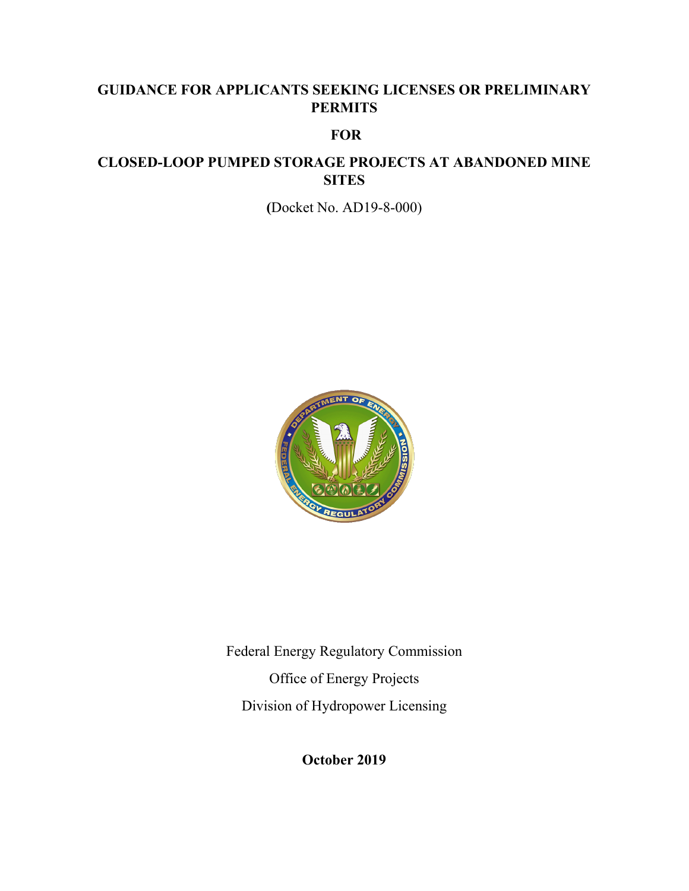# GUIDANCE FOR APPLICANTS SEEKING LICENSES OR PRELIMINARY PERMITS

## FOR

## CLOSED-LOOP PUMPED STORAGE PROJECTS AT ABANDONED MINE SITES

(Docket No. AD19-8-000)

Federal Energy Regulatory Commission

Office of Energy Projects

Division of Hydropower Licensing

**October 2019**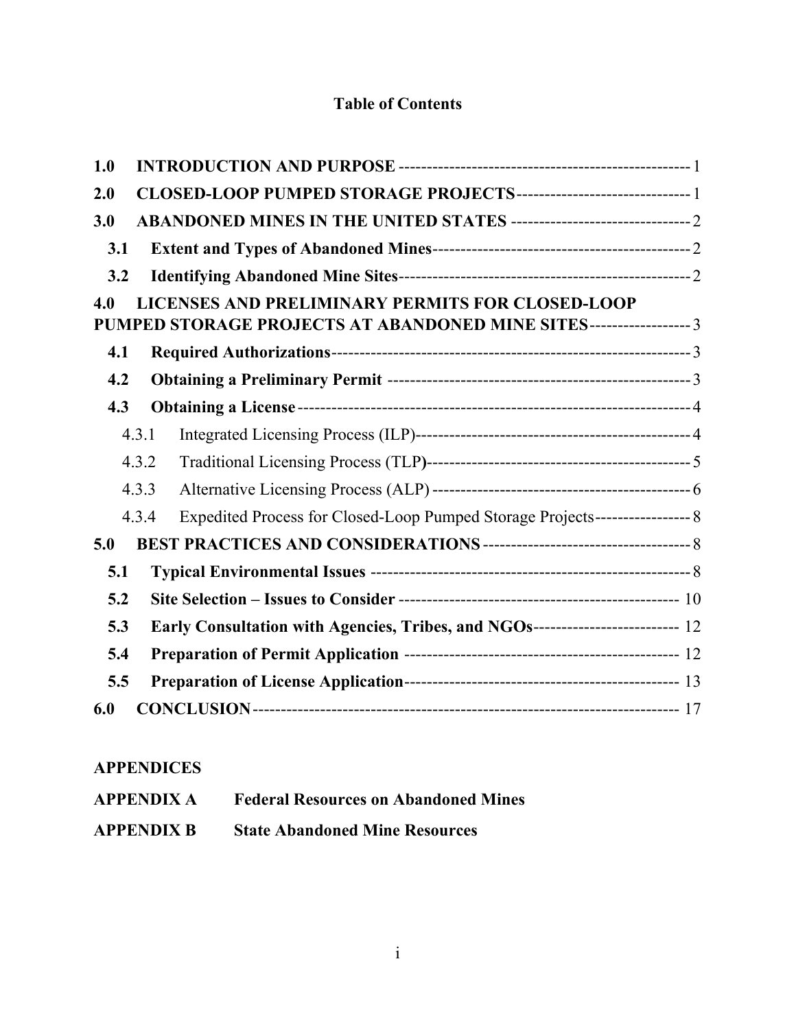# Table of Contents

**1.0 INTRODUCTION AND PURPOSE** ---------------------------------------------------- 1

**2.0 CLOSED-LOOP PUMPED STORAGE PROJECTS** ------------------------------- 1

**3.0 ABANDONED MINES IN THE UNITED STATES** -------------------------------- 2

- **3.1 Extent and Types of Abandoned Mines** ---------------------------------------------- 2
- **3.2 Identifying Abandoned Mine Sites** ---------------------------------------------------- 2

**4.0 LICENSES AND PRELIMINARY PERMITS FOR CLOSED-LOOP PUMPED STORAGE PROJECTS AT ABANDONED MINE SITES** ------------------ 3

- **4.1 Required Authorizations** ---------------------------------------------------------------- 3
- **4.2 Obtaining a Preliminary Permit** ------------------------------------------------------ 3
- **4.3 Obtaining a License** ----------------------------------------------------------------------- 4
  - 4.3.1 Integrated Licensing Process (ILP) ------------------------------------------------- 4
  - 4.3.2 Traditional Licensing Process (TLP) ----------------------------------------------- 5
  - 4.3.3 Alternative Licensing Process (ALP) ---------------------------------------------- 6
  - 4.3.4 Expedited Process for Closed-Loop Pumped Storage Projects ----------------- 8

**5.0 BEST PRACTICES AND CONSIDERATIONS** ------------------------------------ 8

- **5.1 Typical Environmental Issues** --------------------------------------------------------- 8
- **5.2 Site Selection – Issues to Consider** -------------------------------------------------- 10
- **5.3 Early Consultation with Agencies, Tribes, and NGOs** ------------------------- 12
- **5.4 Preparation of Permit Application** ------------------------------------------------ 12
- **5.5 Preparation of License Application** ----------------------------------------------- 13

**6.0 CONCLUSION** ---------------------------------------------------------------------- 17

**APPENDICES**

**APPENDIX A Federal Resources on Abandoned Mines**

**APPENDIX B State Abandoned Mine Resources**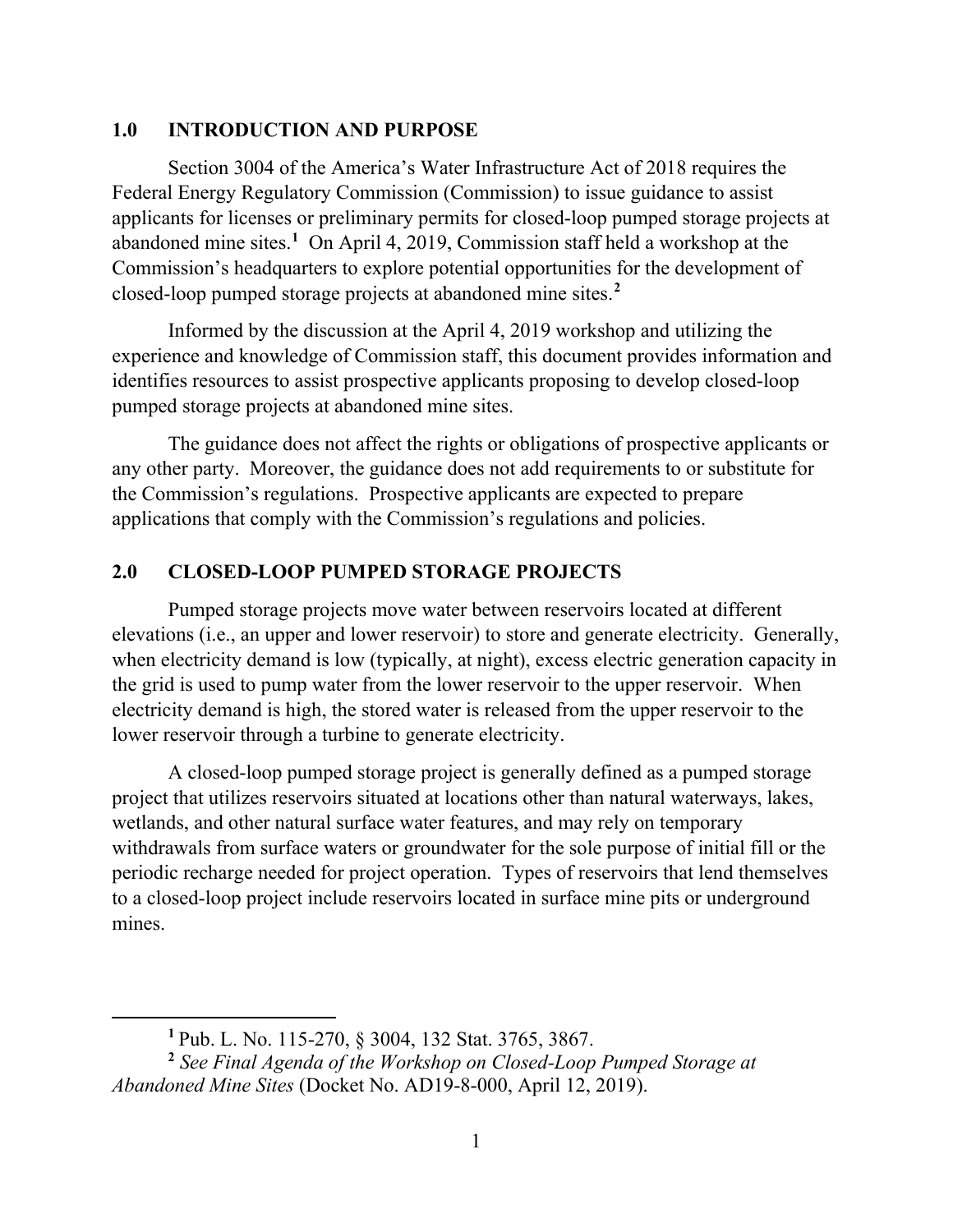## 1.0 INTRODUCTION AND PURPOSE

Section 3004 of the America's Water Infrastructure Act of 2018 requires the Federal Energy Regulatory Commission (Commission) to issue guidance to assist applicants for licenses or preliminary permits for closed-loop pumped storage projects at abandoned mine sites.[1] On April 4, 2019, Commission staff held a workshop at the Commission's headquarters to explore potential opportunities for the development of closed-loop pumped storage projects at abandoned mine sites.[2]

Informed by the discussion at the April 4, 2019 workshop and utilizing the experience and knowledge of Commission staff, this document provides information and identifies resources to assist prospective applicants proposing to develop closed-loop pumped storage projects at abandoned mine sites.

The guidance does not affect the rights or obligations of prospective applicants or any other party. Moreover, the guidance does not add requirements to or substitute for the Commission's regulations. Prospective applicants are expected to prepare applications that comply with the Commission's regulations and policies.

## 2.0 CLOSED-LOOP PUMPED STORAGE PROJECTS

Pumped storage projects move water between reservoirs located at different elevations (i.e., an upper and lower reservoir) to store and generate electricity. Generally, when electricity demand is low (typically, at night), excess electric generation capacity in the grid is used to pump water from the lower reservoir to the upper reservoir. When electricity demand is high, the stored water is released from the upper reservoir to the lower reservoir through a turbine to generate electricity.

A closed-loop pumped storage project is generally defined as a pumped storage project that utilizes reservoirs situated at locations other than natural waterways, lakes, wetlands, and other natural surface water features, and may rely on temporary withdrawals from surface waters or groundwater for the sole purpose of initial fill or the periodic recharge needed for project operation. Types of reservoirs that lend themselves to a closed-loop project include reservoirs located in surface mine pits or underground mines.

---

[1] Pub. L. No. 115-270, § 3004, 132 Stat. 3765, 3867.

[2] *See Final Agenda of the Workshop on Closed-Loop Pumped Storage at Abandoned Mine Sites* (Docket No. AD19-8-000, April 12, 2019).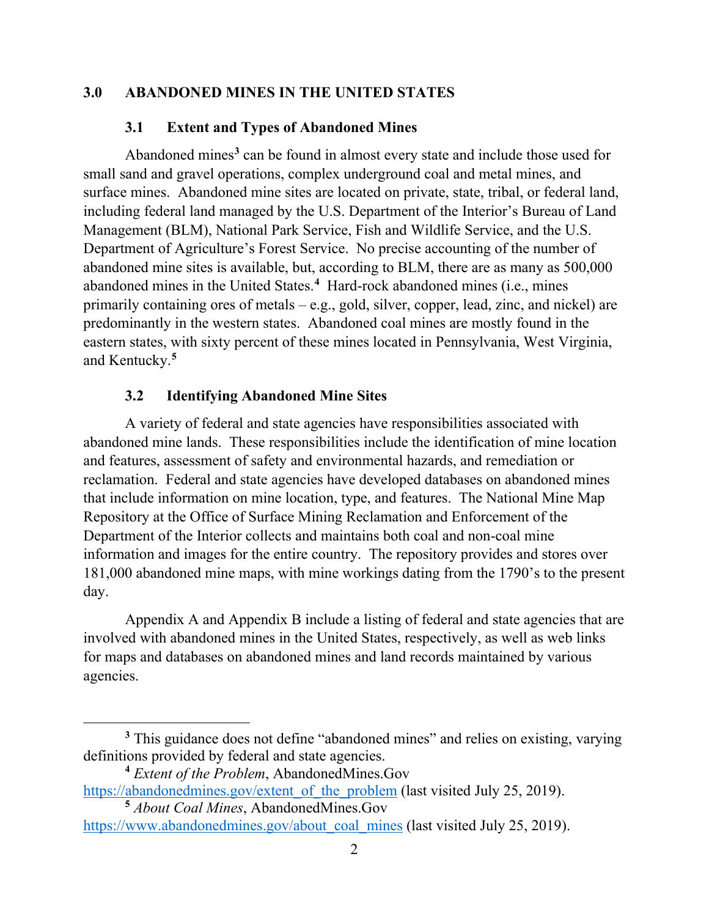## 3.0 ABANDONED MINES IN THE UNITED STATES

### 3.1 Extent and Types of Abandoned Mines

Abandoned mines[3] can be found in almost every state and include those used for small sand and gravel operations, complex underground coal and metal mines, and surface mines. Abandoned mine sites are located on private, state, tribal, or federal land, including federal land managed by the U.S. Department of the Interior's Bureau of Land Management (BLM), National Park Service, Fish and Wildlife Service, and the U.S. Department of Agriculture's Forest Service. No precise accounting of the number of abandoned mine sites is available, but, according to BLM, there are as many as 500,000 abandoned mines in the United States.[4] Hard-rock abandoned mines (i.e., mines primarily containing ores of metals – e.g., gold, silver, copper, lead, zinc, and nickel) are predominantly in the western states. Abandoned coal mines are mostly found in the eastern states, with sixty percent of these mines located in Pennsylvania, West Virginia, and Kentucky.[5]

### 3.2 Identifying Abandoned Mine Sites

A variety of federal and state agencies have responsibilities associated with abandoned mine lands. These responsibilities include the identification of mine location and features, assessment of safety and environmental hazards, and remediation or reclamation. Federal and state agencies have developed databases on abandoned mines that include information on mine location, type, and features. The National Mine Map Repository at the Office of Surface Mining Reclamation and Enforcement of the Department of the Interior collects and maintains both coal and non-coal mine information and images for the entire country. The repository provides and stores over 181,000 abandoned mine maps, with mine workings dating from the 1790's to the present day.

Appendix A and Appendix B include a listing of federal and state agencies that are involved with abandoned mines in the United States, respectively, as well as web links for maps and databases on abandoned mines and land records maintained by various agencies.

---

[3] This guidance does not define "abandoned mines" and relies on existing, varying definitions provided by federal and state agencies.

[4] *Extent of the Problem*, AbandonedMines.Gov https://abandonedmines.gov/extent_of_the_problem (last visited July 25, 2019).

[5] *About Coal Mines*, AbandonedMines.Gov https://www.abandonedmines.gov/about_coal_mines (last visited July 25, 2019).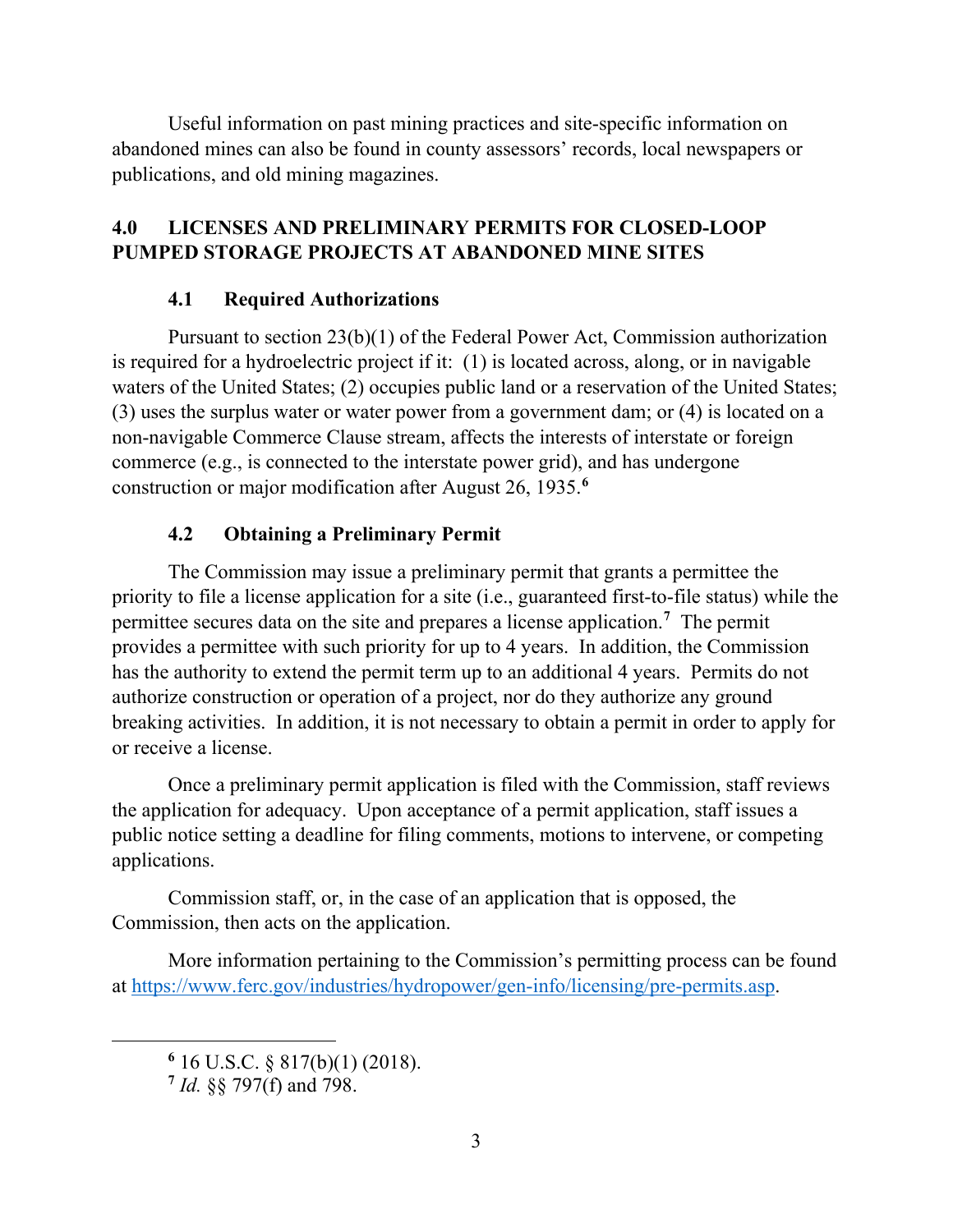Useful information on past mining practices and site-specific information on abandoned mines can also be found in county assessors' records, local newspapers or publications, and old mining magazines.

## 4.0 LICENSES AND PRELIMINARY PERMITS FOR CLOSED-LOOP PUMPED STORAGE PROJECTS AT ABANDONED MINE SITES

### 4.1 Required Authorizations

Pursuant to section 23(b)(1) of the Federal Power Act, Commission authorization is required for a hydroelectric project if it: (1) is located across, along, or in navigable waters of the United States; (2) occupies public land or a reservation of the United States; (3) uses the surplus water or water power from a government dam; or (4) is located on a non-navigable Commerce Clause stream, affects the interests of interstate or foreign commerce (e.g., is connected to the interstate power grid), and has undergone construction or major modification after August 26, 1935.[6]

### 4.2 Obtaining a Preliminary Permit

The Commission may issue a preliminary permit that grants a permittee the priority to file a license application for a site (i.e., guaranteed first-to-file status) while the permittee secures data on the site and prepares a license application.[7] The permit provides a permittee with such priority for up to 4 years. In addition, the Commission has the authority to extend the permit term up to an additional 4 years. Permits do not authorize construction or operation of a project, nor do they authorize any ground breaking activities. In addition, it is not necessary to obtain a permit in order to apply for or receive a license.

Once a preliminary permit application is filed with the Commission, staff reviews the application for adequacy. Upon acceptance of a permit application, staff issues a public notice setting a deadline for filing comments, motions to intervene, or competing applications.

Commission staff, or, in the case of an application that is opposed, the Commission, then acts on the application.

More information pertaining to the Commission's permitting process can be found at https://www.ferc.gov/industries/hydropower/gen-info/licensing/pre-permits.asp.

---

[6] 16 U.S.C. § 817(b)(1) (2018).

[7] *Id.* §§ 797(f) and 798.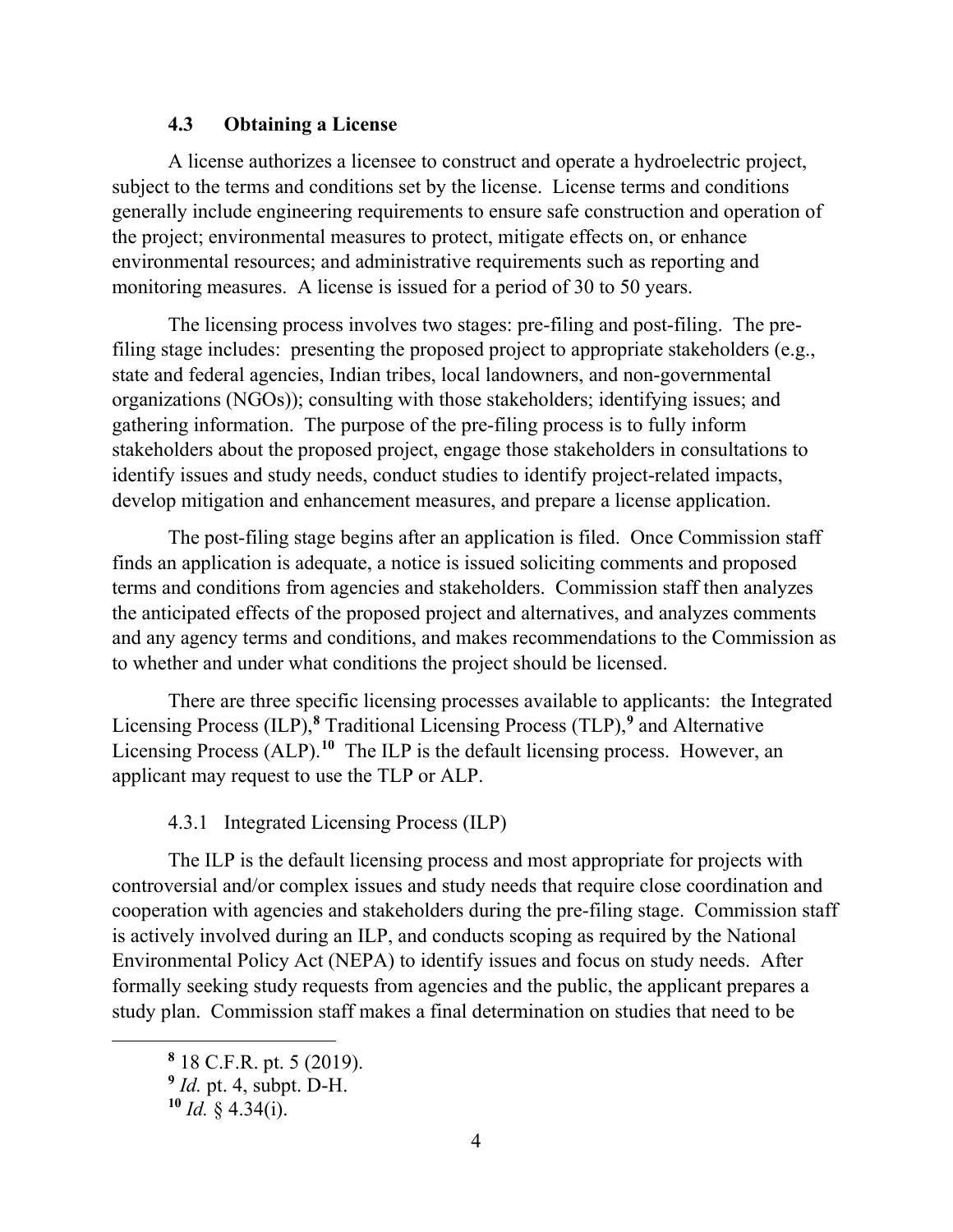### 4.3 Obtaining a License

A license authorizes a licensee to construct and operate a hydroelectric project, subject to the terms and conditions set by the license. License terms and conditions generally include engineering requirements to ensure safe construction and operation of the project; environmental measures to protect, mitigate effects on, or enhance environmental resources; and administrative requirements such as reporting and monitoring measures. A license is issued for a period of 30 to 50 years.

The licensing process involves two stages: pre-filing and post-filing. The pre-filing stage includes: presenting the proposed project to appropriate stakeholders (e.g., state and federal agencies, Indian tribes, local landowners, and non-governmental organizations (NGOs)); consulting with those stakeholders; identifying issues; and gathering information. The purpose of the pre-filing process is to fully inform stakeholders about the proposed project, engage those stakeholders in consultations to identify issues and study needs, conduct studies to identify project-related impacts, develop mitigation and enhancement measures, and prepare a license application.

The post-filing stage begins after an application is filed. Once Commission staff finds an application is adequate, a notice is issued soliciting comments and proposed terms and conditions from agencies and stakeholders. Commission staff then analyzes the anticipated effects of the proposed project and alternatives, and analyzes comments and any agency terms and conditions, and makes recommendations to the Commission as to whether and under what conditions the project should be licensed.

There are three specific licensing processes available to applicants: the Integrated Licensing Process (ILP),[8] Traditional Licensing Process (TLP),[9] and Alternative Licensing Process (ALP).[10] The ILP is the default licensing process. However, an applicant may request to use the TLP or ALP.

#### 4.3.1 Integrated Licensing Process (ILP)

The ILP is the default licensing process and most appropriate for projects with controversial and/or complex issues and study needs that require close coordination and cooperation with agencies and stakeholders during the pre-filing stage. Commission staff is actively involved during an ILP, and conducts scoping as required by the National Environmental Policy Act (NEPA) to identify issues and focus on study needs. After formally seeking study requests from agencies and the public, the applicant prepares a study plan. Commission staff makes a final determination on studies that need to be

---

[8] 18 C.F.R. pt. 5 (2019).

[9] *Id.* pt. 4, subpt. D-H.

[10] *Id.* § 4.34(i).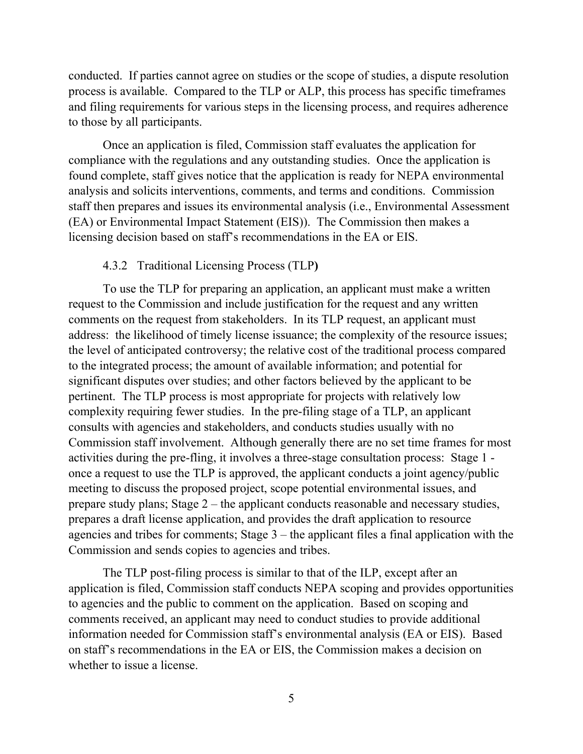conducted. If parties cannot agree on studies or the scope of studies, a dispute resolution process is available. Compared to the TLP or ALP, this process has specific timeframes and filing requirements for various steps in the licensing process, and requires adherence to those by all participants.

Once an application is filed, Commission staff evaluates the application for compliance with the regulations and any outstanding studies. Once the application is found complete, staff gives notice that the application is ready for NEPA environmental analysis and solicits interventions, comments, and terms and conditions. Commission staff then prepares and issues its environmental analysis (i.e., Environmental Assessment (EA) or Environmental Impact Statement (EIS)). The Commission then makes a licensing decision based on staff's recommendations in the EA or EIS.

### 4.3.2 Traditional Licensing Process (TLP)

To use the TLP for preparing an application, an applicant must make a written request to the Commission and include justification for the request and any written comments on the request from stakeholders. In its TLP request, an applicant must address: the likelihood of timely license issuance; the complexity of the resource issues; the level of anticipated controversy; the relative cost of the traditional process compared to the integrated process; the amount of available information; and potential for significant disputes over studies; and other factors believed by the applicant to be pertinent. The TLP process is most appropriate for projects with relatively low complexity requiring fewer studies. In the pre-filing stage of a TLP, an applicant consults with agencies and stakeholders, and conducts studies usually with no Commission staff involvement. Although generally there are no set time frames for most activities during the pre-fling, it involves a three-stage consultation process: Stage 1 - once a request to use the TLP is approved, the applicant conducts a joint agency/public meeting to discuss the proposed project, scope potential environmental issues, and prepare study plans; Stage 2 – the applicant conducts reasonable and necessary studies, prepares a draft license application, and provides the draft application to resource agencies and tribes for comments; Stage 3 – the applicant files a final application with the Commission and sends copies to agencies and tribes.

The TLP post-filing process is similar to that of the ILP, except after an application is filed, Commission staff conducts NEPA scoping and provides opportunities to agencies and the public to comment on the application. Based on scoping and comments received, an applicant may need to conduct studies to provide additional information needed for Commission staff's environmental analysis (EA or EIS). Based on staff's recommendations in the EA or EIS, the Commission makes a decision on whether to issue a license.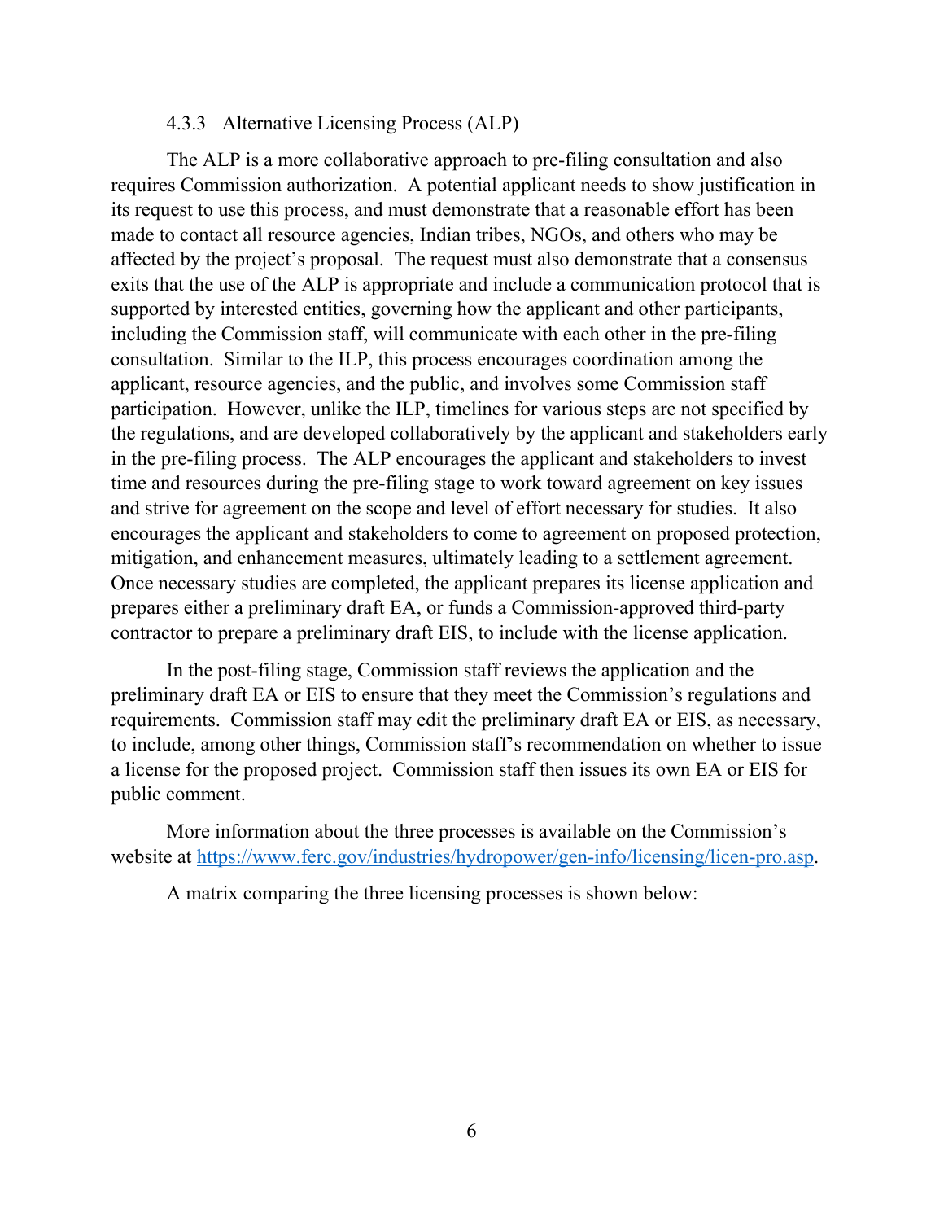#### 4.3.3 Alternative Licensing Process (ALP)

The ALP is a more collaborative approach to pre-filing consultation and also requires Commission authorization. A potential applicant needs to show justification in its request to use this process, and must demonstrate that a reasonable effort has been made to contact all resource agencies, Indian tribes, NGOs, and others who may be affected by the project's proposal. The request must also demonstrate that a consensus exits that the use of the ALP is appropriate and include a communication protocol that is supported by interested entities, governing how the applicant and other participants, including the Commission staff, will communicate with each other in the pre-filing consultation. Similar to the ILP, this process encourages coordination among the applicant, resource agencies, and the public, and involves some Commission staff participation. However, unlike the ILP, timelines for various steps are not specified by the regulations, and are developed collaboratively by the applicant and stakeholders early in the pre-filing process. The ALP encourages the applicant and stakeholders to invest time and resources during the pre-filing stage to work toward agreement on key issues and strive for agreement on the scope and level of effort necessary for studies. It also encourages the applicant and stakeholders to come to agreement on proposed protection, mitigation, and enhancement measures, ultimately leading to a settlement agreement. Once necessary studies are completed, the applicant prepares its license application and prepares either a preliminary draft EA, or funds a Commission-approved third-party contractor to prepare a preliminary draft EIS, to include with the license application.

In the post-filing stage, Commission staff reviews the application and the preliminary draft EA or EIS to ensure that they meet the Commission's regulations and requirements. Commission staff may edit the preliminary draft EA or EIS, as necessary, to include, among other things, Commission staff's recommendation on whether to issue a license for the proposed project. Commission staff then issues its own EA or EIS for public comment.

More information about the three processes is available on the Commission's website at [https://www.ferc.gov/industries/hydropower/gen-info/licensing/licen-pro.asp](https://www.ferc.gov/industries/hydropower/gen-info/licensing/licen-pro.asp).

A matrix comparing the three licensing processes is shown below: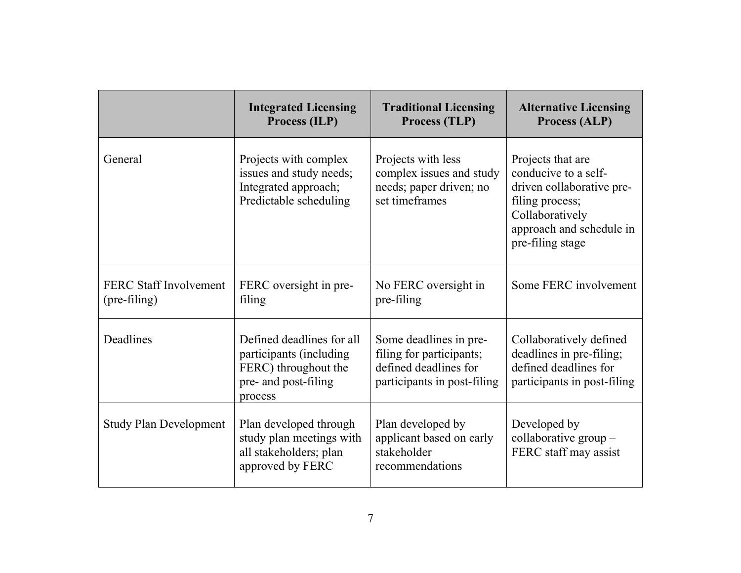| | Integrated Licensing Process (ILP) | Traditional Licensing Process (TLP) | Alternative Licensing Process (ALP) |
|---|---|---|---|
| General | Projects with complex issues and study needs; Integrated approach; Predictable scheduling | Projects with less complex issues and study needs; paper driven; no set timeframes | Projects that are conducive to a self-driven collaborative pre-filing process; Collaboratively approach and schedule in pre-filing stage |
| FERC Staff Involvement (pre-filing) | FERC oversight in pre-filing | No FERC oversight in pre-filing | Some FERC involvement |
| Deadlines | Defined deadlines for all participants (including FERC) throughout the pre- and post-filing process | Some deadlines in pre-filing for participants; defined deadlines for participants in post-filing | Collaboratively defined deadlines in pre-filing; defined deadlines for participants in post-filing |
| Study Plan Development | Plan developed through study plan meetings with all stakeholders; plan approved by FERC | Plan developed by applicant based on early stakeholder recommendations | Developed by collaborative group – FERC staff may assist |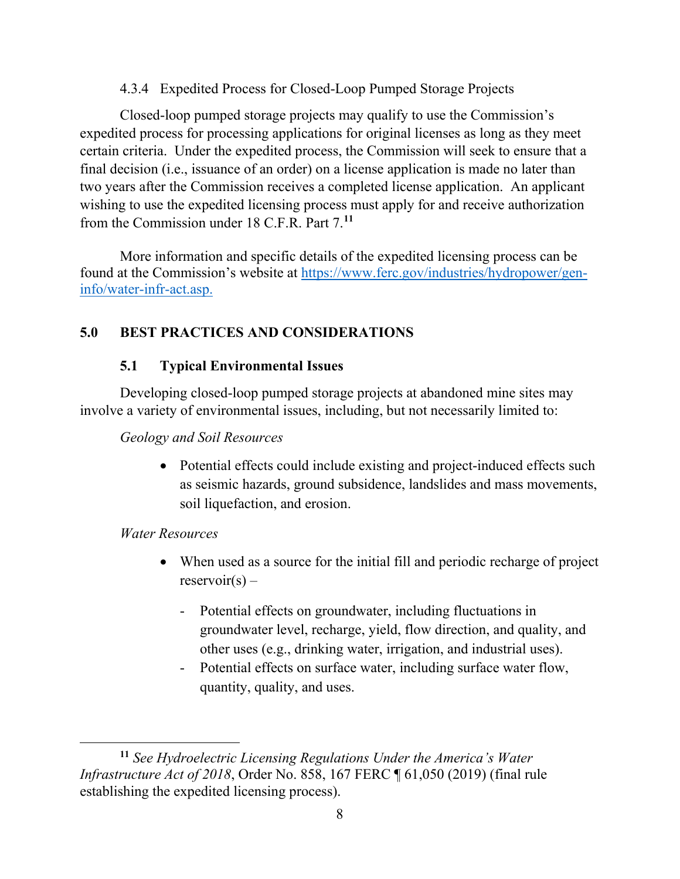#### 4.3.4 Expedited Process for Closed-Loop Pumped Storage Projects

Closed-loop pumped storage projects may qualify to use the Commission's expedited process for processing applications for original licenses as long as they meet certain criteria. Under the expedited process, the Commission will seek to ensure that a final decision (i.e., issuance of an order) on a license application is made no later than two years after the Commission receives a completed license application. An applicant wishing to use the expedited licensing process must apply for and receive authorization from the Commission under 18 C.F.R. Part 7.[11]

More information and specific details of the expedited licensing process can be found at the Commission's website at [https://www.ferc.gov/industries/hydropower/gen-info/water-infr-act.asp.](https://www.ferc.gov/industries/hydropower/gen-info/water-infr-act.asp)

## 5.0 BEST PRACTICES AND CONSIDERATIONS

### 5.1 Typical Environmental Issues

Developing closed-loop pumped storage projects at abandoned mine sites may involve a variety of environmental issues, including, but not necessarily limited to:

*Geology and Soil Resources*

- Potential effects could include existing and project-induced effects such as seismic hazards, ground subsidence, landslides and mass movements, soil liquefaction, and erosion.

*Water Resources*

- When used as a source for the initial fill and periodic recharge of project reservoir(s) –
  - Potential effects on groundwater, including fluctuations in groundwater level, recharge, yield, flow direction, and quality, and other uses (e.g., drinking water, irrigation, and industrial uses).
  - Potential effects on surface water, including surface water flow, quantity, quality, and uses.

---

[11] *See Hydroelectric Licensing Regulations Under the America's Water Infrastructure Act of 2018*, Order No. 858, 167 FERC ¶ 61,050 (2019) (final rule establishing the expedited licensing process).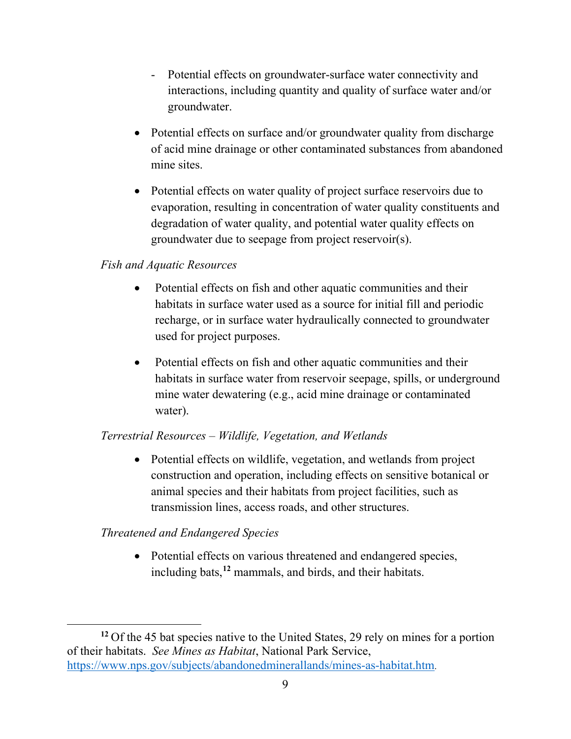- Potential effects on groundwater-surface water connectivity and interactions, including quantity and quality of surface water and/or groundwater.

- Potential effects on surface and/or groundwater quality from discharge of acid mine drainage or other contaminated substances from abandoned mine sites.

- Potential effects on water quality of project surface reservoirs due to evaporation, resulting in concentration of water quality constituents and degradation of water quality, and potential water quality effects on groundwater due to seepage from project reservoir(s).

*Fish and Aquatic Resources*

- Potential effects on fish and other aquatic communities and their habitats in surface water used as a source for initial fill and periodic recharge, or in surface water hydraulically connected to groundwater used for project purposes.

- Potential effects on fish and other aquatic communities and their habitats in surface water from reservoir seepage, spills, or underground mine water dewatering (e.g., acid mine drainage or contaminated water).

*Terrestrial Resources – Wildlife, Vegetation, and Wetlands*

- Potential effects on wildlife, vegetation, and wetlands from project construction and operation, including effects on sensitive botanical or animal species and their habitats from project facilities, such as transmission lines, access roads, and other structures.

*Threatened and Endangered Species*

- Potential effects on various threatened and endangered species, including bats,[12] mammals, and birds, and their habitats.

---

[12] Of the 45 bat species native to the United States, 29 rely on mines for a portion of their habitats. *See Mines as Habitat*, National Park Service, https://www.nps.gov/subjects/abandonedminerallands/mines-as-habitat.htm.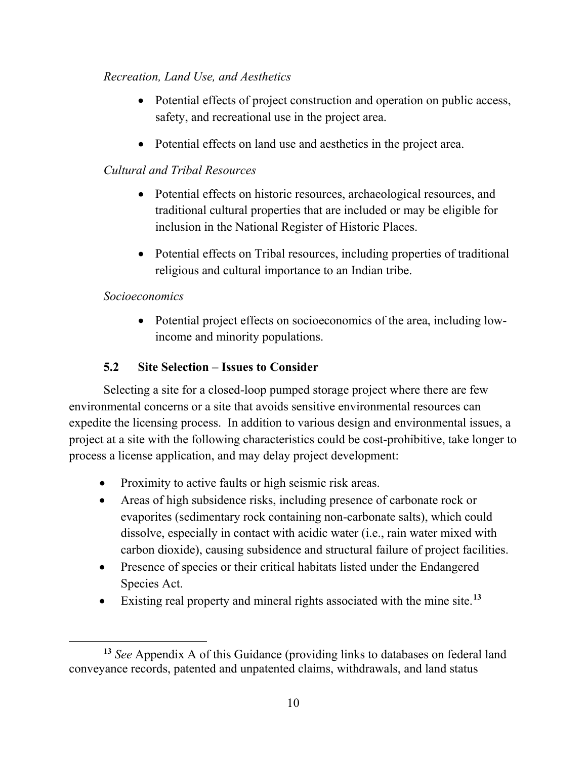*Recreation, Land Use, and Aesthetics*

- Potential effects of project construction and operation on public access, safety, and recreational use in the project area.
- Potential effects on land use and aesthetics in the project area.

*Cultural and Tribal Resources*

- Potential effects on historic resources, archaeological resources, and traditional cultural properties that are included or may be eligible for inclusion in the National Register of Historic Places.
- Potential effects on Tribal resources, including properties of traditional religious and cultural importance to an Indian tribe.

*Socioeconomics*

- Potential project effects on socioeconomics of the area, including low-income and minority populations.

### 5.2 Site Selection – Issues to Consider

Selecting a site for a closed-loop pumped storage project where there are few environmental concerns or a site that avoids sensitive environmental resources can expedite the licensing process. In addition to various design and environmental issues, a project at a site with the following characteristics could be cost-prohibitive, take longer to process a license application, and may delay project development:

- Proximity to active faults or high seismic risk areas.
- Areas of high subsidence risks, including presence of carbonate rock or evaporites (sedimentary rock containing non-carbonate salts), which could dissolve, especially in contact with acidic water (i.e., rain water mixed with carbon dioxide), causing subsidence and structural failure of project facilities.
- Presence of species or their critical habitats listed under the Endangered Species Act.
- Existing real property and mineral rights associated with the mine site.[13]

[13] *See* Appendix A of this Guidance (providing links to databases on federal land conveyance records, patented and unpatented claims, withdrawals, and land status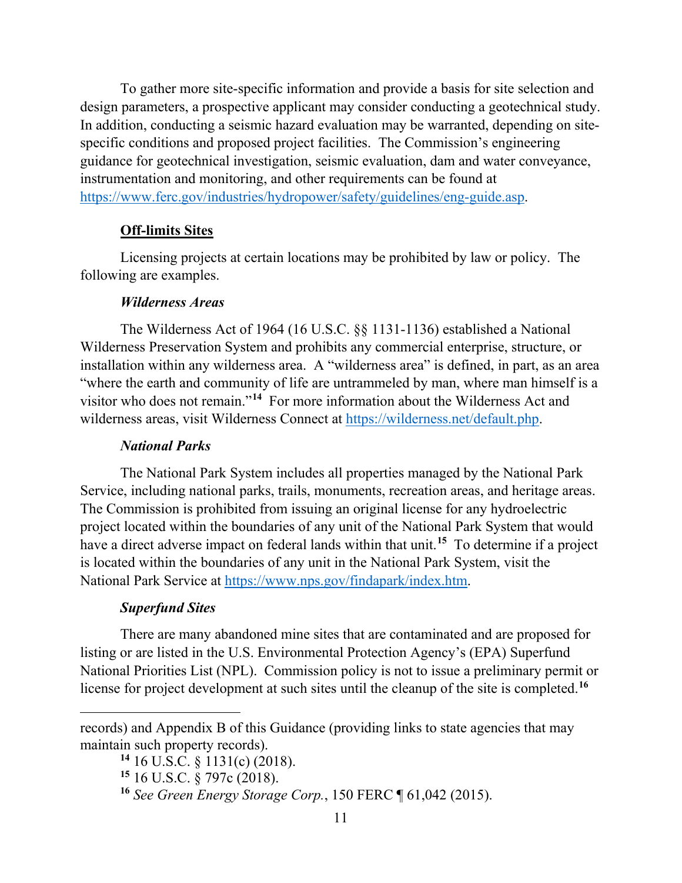To gather more site-specific information and provide a basis for site selection and design parameters, a prospective applicant may consider conducting a geotechnical study. In addition, conducting a seismic hazard evaluation may be warranted, depending on site-specific conditions and proposed project facilities. The Commission's engineering guidance for geotechnical investigation, seismic evaluation, dam and water conveyance, instrumentation and monitoring, and other requirements can be found at https://www.ferc.gov/industries/hydropower/safety/guidelines/eng-guide.asp.

## Off-limits Sites

Licensing projects at certain locations may be prohibited by law or policy. The following are examples.

### *Wilderness Areas*

The Wilderness Act of 1964 (16 U.S.C. §§ 1131-1136) established a National Wilderness Preservation System and prohibits any commercial enterprise, structure, or installation within any wilderness area. A "wilderness area" is defined, in part, as an area "where the earth and community of life are untrammeled by man, where man himself is a visitor who does not remain."[14] For more information about the Wilderness Act and wilderness areas, visit Wilderness Connect at https://wilderness.net/default.php.

### *National Parks*

The National Park System includes all properties managed by the National Park Service, including national parks, trails, monuments, recreation areas, and heritage areas. The Commission is prohibited from issuing an original license for any hydroelectric project located within the boundaries of any unit of the National Park System that would have a direct adverse impact on federal lands within that unit.[15] To determine if a project is located within the boundaries of any unit in the National Park System, visit the National Park Service at https://www.nps.gov/findapark/index.htm.

### *Superfund Sites*

There are many abandoned mine sites that are contaminated and are proposed for listing or are listed in the U.S. Environmental Protection Agency's (EPA) Superfund National Priorities List (NPL). Commission policy is not to issue a preliminary permit or license for project development at such sites until the cleanup of the site is completed.[16]

---

records) and Appendix B of this Guidance (providing links to state agencies that may maintain such property records).

[14] 16 U.S.C. § 1131(c) (2018).

[15] 16 U.S.C. § 797c (2018).

[16] *See Green Energy Storage Corp.*, 150 FERC ¶ 61,042 (2015).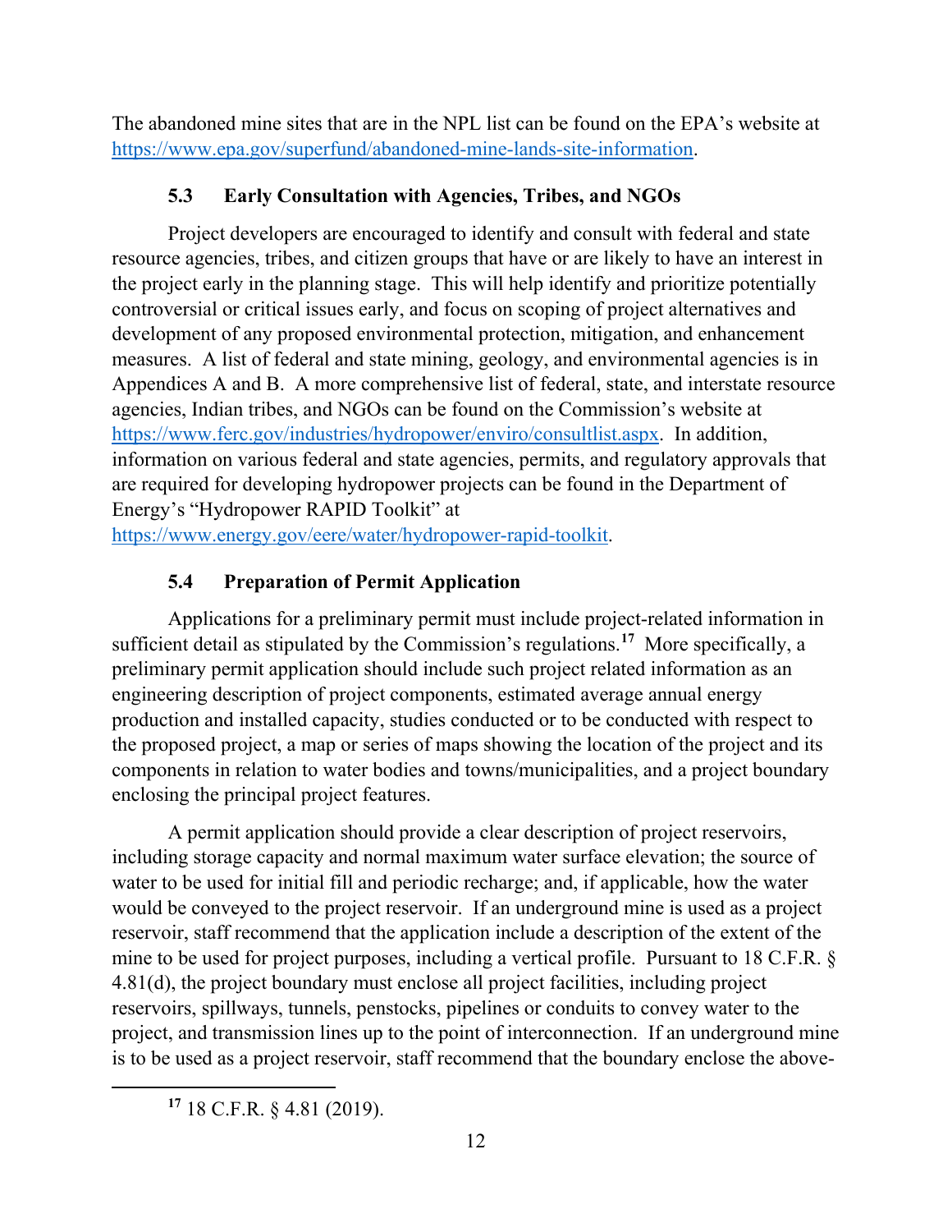The abandoned mine sites that are in the NPL list can be found on the EPA's website at https://www.epa.gov/superfund/abandoned-mine-lands-site-information.

### 5.3 Early Consultation with Agencies, Tribes, and NGOs

Project developers are encouraged to identify and consult with federal and state resource agencies, tribes, and citizen groups that have or are likely to have an interest in the project early in the planning stage. This will help identify and prioritize potentially controversial or critical issues early, and focus on scoping of project alternatives and development of any proposed environmental protection, mitigation, and enhancement measures. A list of federal and state mining, geology, and environmental agencies is in Appendices A and B. A more comprehensive list of federal, state, and interstate resource agencies, Indian tribes, and NGOs can be found on the Commission's website at https://www.ferc.gov/industries/hydropower/enviro/consultlist.aspx. In addition, information on various federal and state agencies, permits, and regulatory approvals that are required for developing hydropower projects can be found in the Department of Energy's "Hydropower RAPID Toolkit" at https://www.energy.gov/eere/water/hydropower-rapid-toolkit.

### 5.4 Preparation of Permit Application

Applications for a preliminary permit must include project-related information in sufficient detail as stipulated by the Commission's regulations.[17] More specifically, a preliminary permit application should include such project related information as an engineering description of project components, estimated average annual energy production and installed capacity, studies conducted or to be conducted with respect to the proposed project, a map or series of maps showing the location of the project and its components in relation to water bodies and towns/municipalities, and a project boundary enclosing the principal project features.

A permit application should provide a clear description of project reservoirs, including storage capacity and normal maximum water surface elevation; the source of water to be used for initial fill and periodic recharge; and, if applicable, how the water would be conveyed to the project reservoir. If an underground mine is used as a project reservoir, staff recommend that the application include a description of the extent of the mine to be used for project purposes, including a vertical profile. Pursuant to 18 C.F.R. § 4.81(d), the project boundary must enclose all project facilities, including project reservoirs, spillways, tunnels, penstocks, pipelines or conduits to convey water to the project, and transmission lines up to the point of interconnection. If an underground mine is to be used as a project reservoir, staff recommend that the boundary enclose the above-

[17] 18 C.F.R. § 4.81 (2019).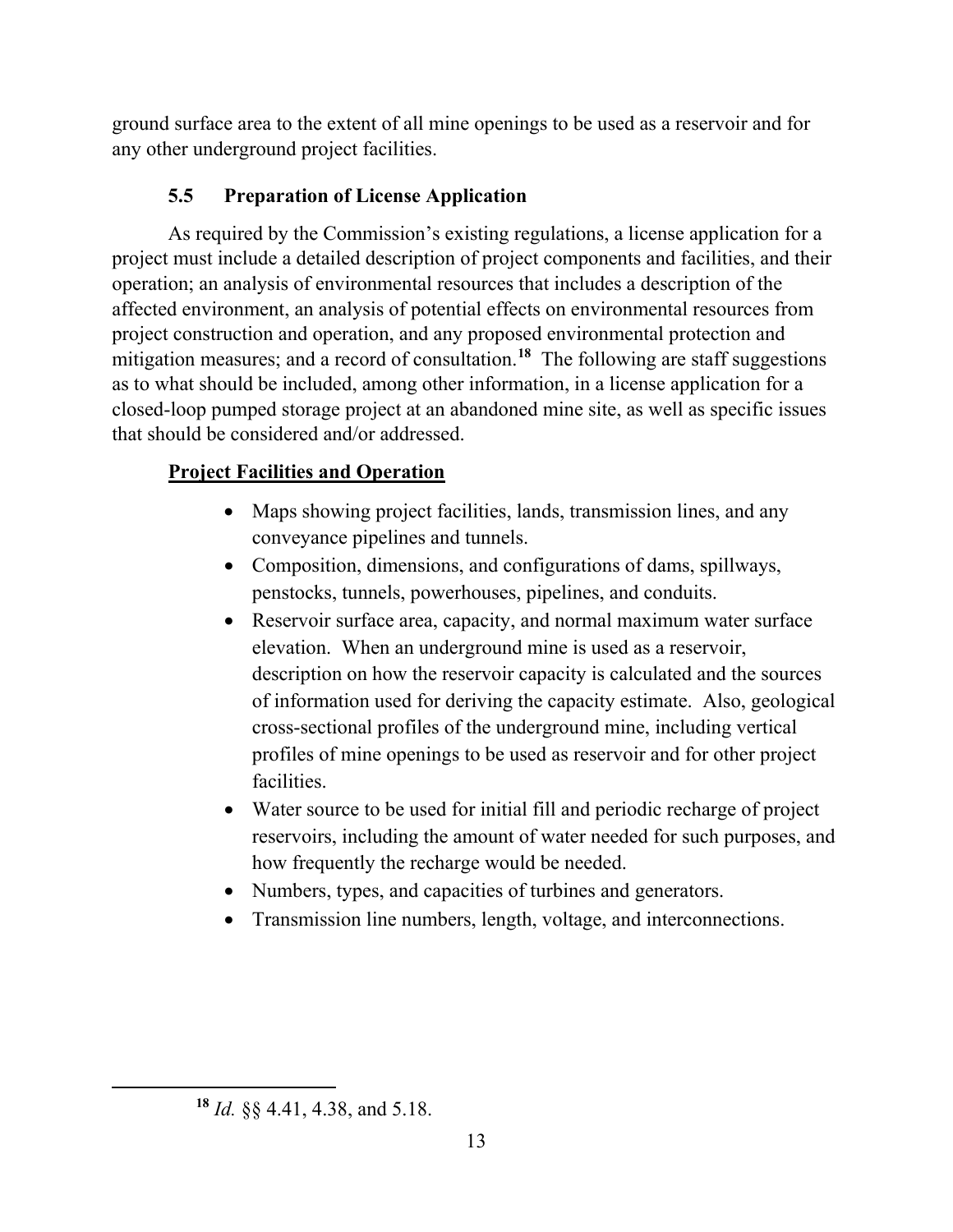ground surface area to the extent of all mine openings to be used as a reservoir and for any other underground project facilities.

### 5.5 Preparation of License Application

As required by the Commission's existing regulations, a license application for a project must include a detailed description of project components and facilities, and their operation; an analysis of environmental resources that includes a description of the affected environment, an analysis of potential effects on environmental resources from project construction and operation, and any proposed environmental protection and mitigation measures; and a record of consultation.[18] The following are staff suggestions as to what should be included, among other information, in a license application for a closed-loop pumped storage project at an abandoned mine site, as well as specific issues that should be considered and/or addressed.

**Project Facilities and Operation**

- Maps showing project facilities, lands, transmission lines, and any conveyance pipelines and tunnels.
- Composition, dimensions, and configurations of dams, spillways, penstocks, tunnels, powerhouses, pipelines, and conduits.
- Reservoir surface area, capacity, and normal maximum water surface elevation. When an underground mine is used as a reservoir, description on how the reservoir capacity is calculated and the sources of information used for deriving the capacity estimate. Also, geological cross-sectional profiles of the underground mine, including vertical profiles of mine openings to be used as reservoir and for other project facilities.
- Water source to be used for initial fill and periodic recharge of project reservoirs, including the amount of water needed for such purposes, and how frequently the recharge would be needed.
- Numbers, types, and capacities of turbines and generators.
- Transmission line numbers, length, voltage, and interconnections.

[18] *Id.* §§ 4.41, 4.38, and 5.18.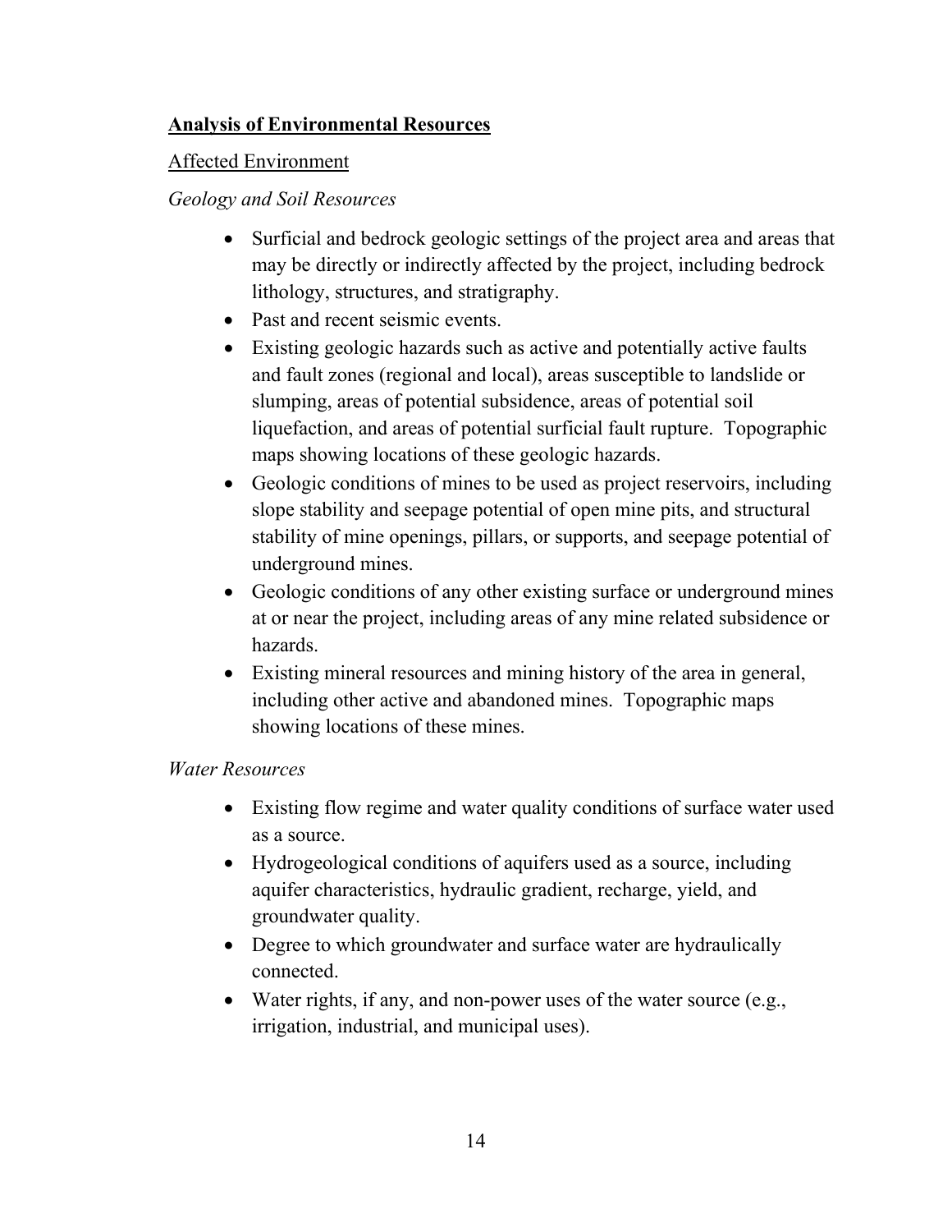**Analysis of Environmental Resources**

Affected Environment

*Geology and Soil Resources*

- Surficial and bedrock geologic settings of the project area and areas that may be directly or indirectly affected by the project, including bedrock lithology, structures, and stratigraphy.
- Past and recent seismic events.
- Existing geologic hazards such as active and potentially active faults and fault zones (regional and local), areas susceptible to landslide or slumping, areas of potential subsidence, areas of potential soil liquefaction, and areas of potential surficial fault rupture. Topographic maps showing locations of these geologic hazards.
- Geologic conditions of mines to be used as project reservoirs, including slope stability and seepage potential of open mine pits, and structural stability of mine openings, pillars, or supports, and seepage potential of underground mines.
- Geologic conditions of any other existing surface or underground mines at or near the project, including areas of any mine related subsidence or hazards.
- Existing mineral resources and mining history of the area in general, including other active and abandoned mines. Topographic maps showing locations of these mines.

*Water Resources*

- Existing flow regime and water quality conditions of surface water used as a source.
- Hydrogeological conditions of aquifers used as a source, including aquifer characteristics, hydraulic gradient, recharge, yield, and groundwater quality.
- Degree to which groundwater and surface water are hydraulically connected.
- Water rights, if any, and non-power uses of the water source (e.g., irrigation, industrial, and municipal uses).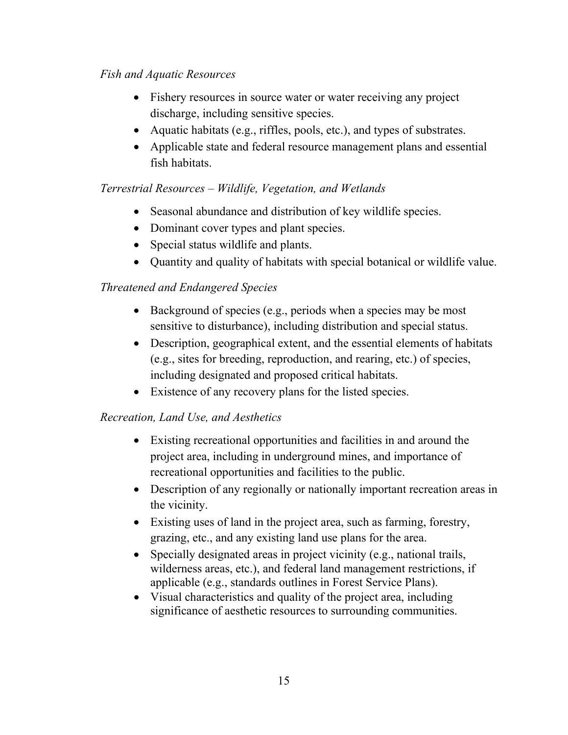*Fish and Aquatic Resources*

- Fishery resources in source water or water receiving any project discharge, including sensitive species.
- Aquatic habitats (e.g., riffles, pools, etc.), and types of substrates.
- Applicable state and federal resource management plans and essential fish habitats.

*Terrestrial Resources – Wildlife, Vegetation, and Wetlands*

- Seasonal abundance and distribution of key wildlife species.
- Dominant cover types and plant species.
- Special status wildlife and plants.
- Quantity and quality of habitats with special botanical or wildlife value.

*Threatened and Endangered Species*

- Background of species (e.g., periods when a species may be most sensitive to disturbance), including distribution and special status.
- Description, geographical extent, and the essential elements of habitats (e.g., sites for breeding, reproduction, and rearing, etc.) of species, including designated and proposed critical habitats.
- Existence of any recovery plans for the listed species.

*Recreation, Land Use, and Aesthetics*

- Existing recreational opportunities and facilities in and around the project area, including in underground mines, and importance of recreational opportunities and facilities to the public.
- Description of any regionally or nationally important recreation areas in the vicinity.
- Existing uses of land in the project area, such as farming, forestry, grazing, etc., and any existing land use plans for the area.
- Specially designated areas in project vicinity (e.g., national trails, wilderness areas, etc.), and federal land management restrictions, if applicable (e.g., standards outlines in Forest Service Plans).
- Visual characteristics and quality of the project area, including significance of aesthetic resources to surrounding communities.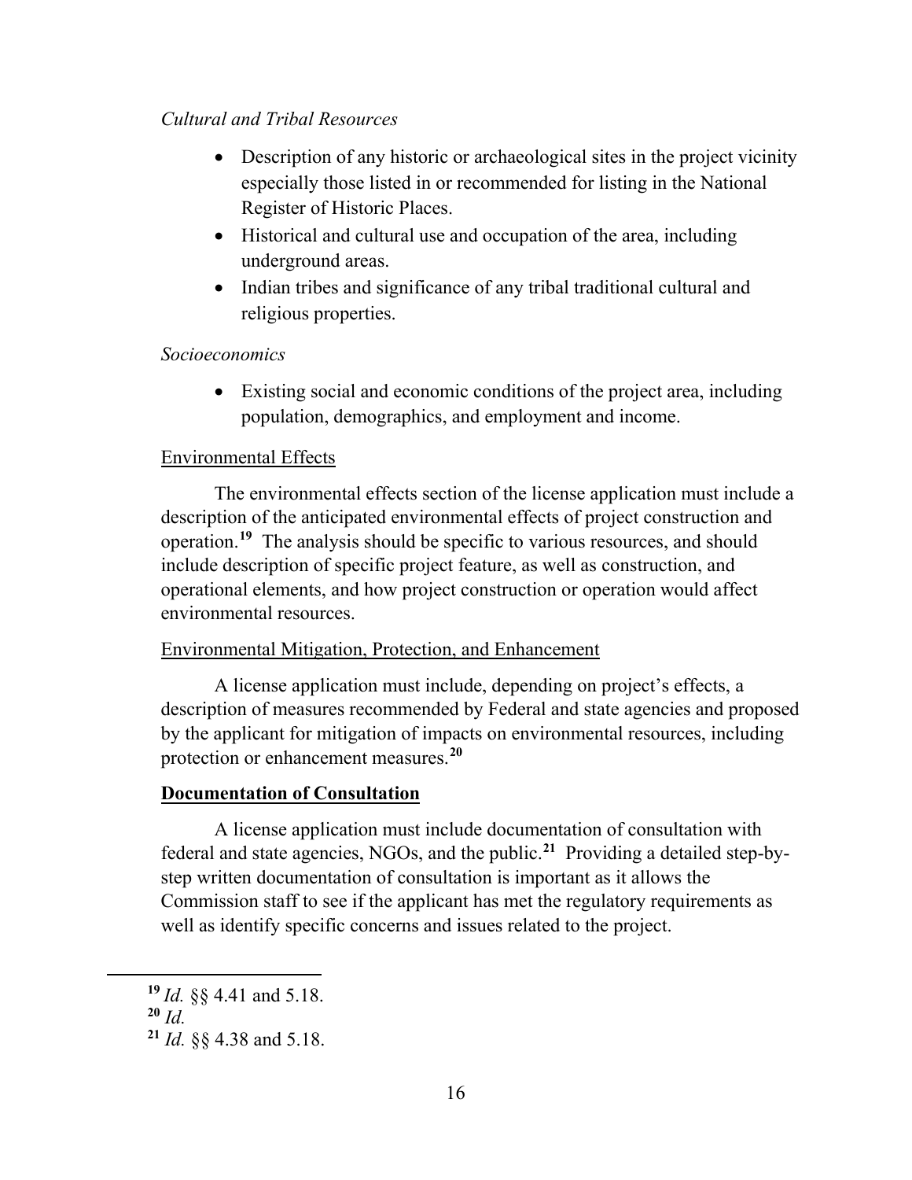*Cultural and Tribal Resources*

- Description of any historic or archaeological sites in the project vicinity especially those listed in or recommended for listing in the National Register of Historic Places.
- Historical and cultural use and occupation of the area, including underground areas.
- Indian tribes and significance of any tribal traditional cultural and religious properties.

*Socioeconomics*

- Existing social and economic conditions of the project area, including population, demographics, and employment and income.

<u>Environmental Effects</u>

The environmental effects section of the license application must include a description of the anticipated environmental effects of project construction and operation.[19] The analysis should be specific to various resources, and should include description of specific project feature, as well as construction, and operational elements, and how project construction or operation would affect environmental resources.

<u>Environmental Mitigation, Protection, and Enhancement</u>

A license application must include, depending on project's effects, a description of measures recommended by Federal and state agencies and proposed by the applicant for mitigation of impacts on environmental resources, including protection or enhancement measures.[20]

**<u>Documentation of Consultation</u>**

A license application must include documentation of consultation with federal and state agencies, NGOs, and the public.[21] Providing a detailed step-by-step written documentation of consultation is important as it allows the Commission staff to see if the applicant has met the regulatory requirements as well as identify specific concerns and issues related to the project.

---

[19] *Id.* §§ 4.41 and 5.18.

[20] *Id.*

[21] *Id.* §§ 4.38 and 5.18.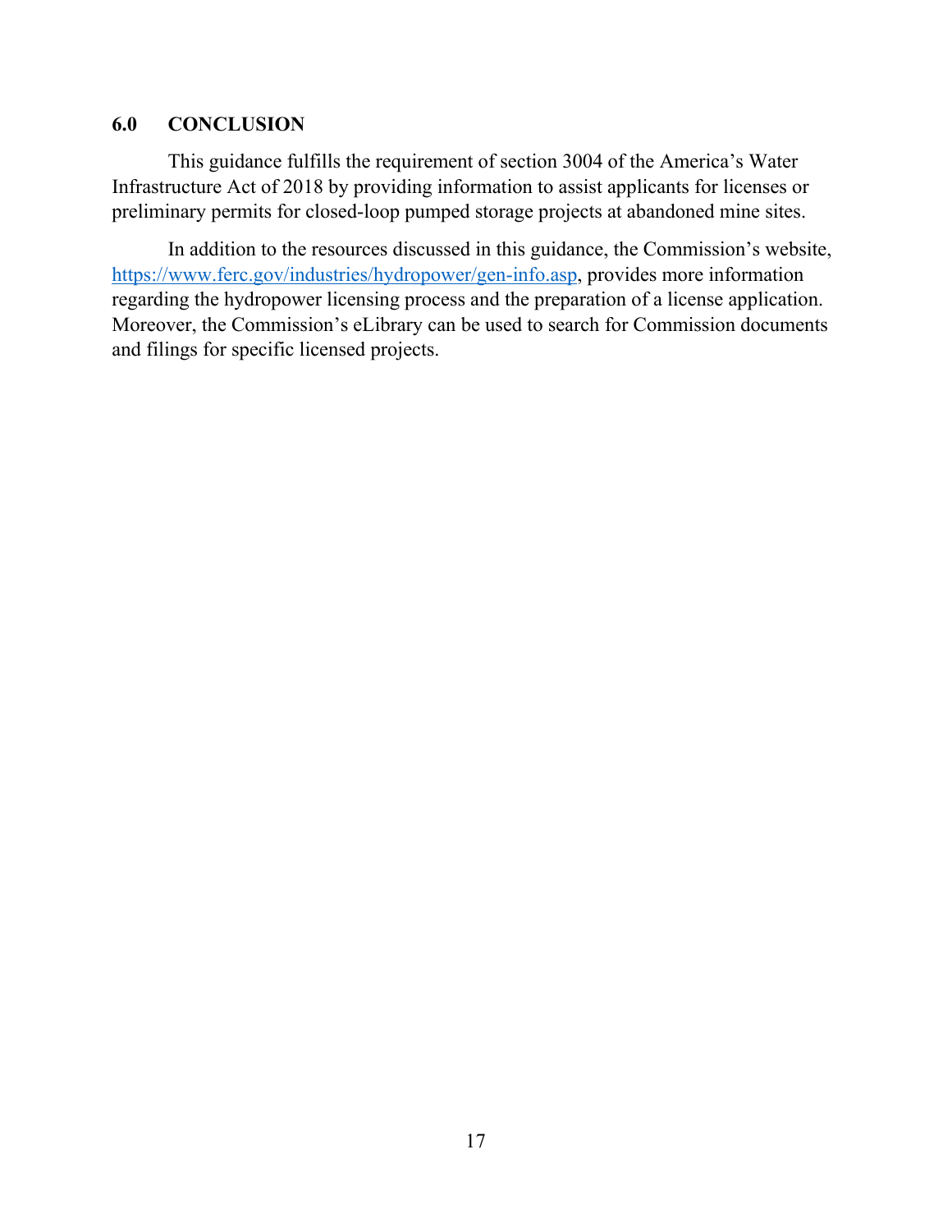## 6.0 CONCLUSION

This guidance fulfills the requirement of section 3004 of the America's Water Infrastructure Act of 2018 by providing information to assist applicants for licenses or preliminary permits for closed-loop pumped storage projects at abandoned mine sites.

In addition to the resources discussed in this guidance, the Commission's website, https://www.ferc.gov/industries/hydropower/gen-info.asp, provides more information regarding the hydropower licensing process and the preparation of a license application. Moreover, the Commission's eLibrary can be used to search for Commission documents and filings for specific licensed projects.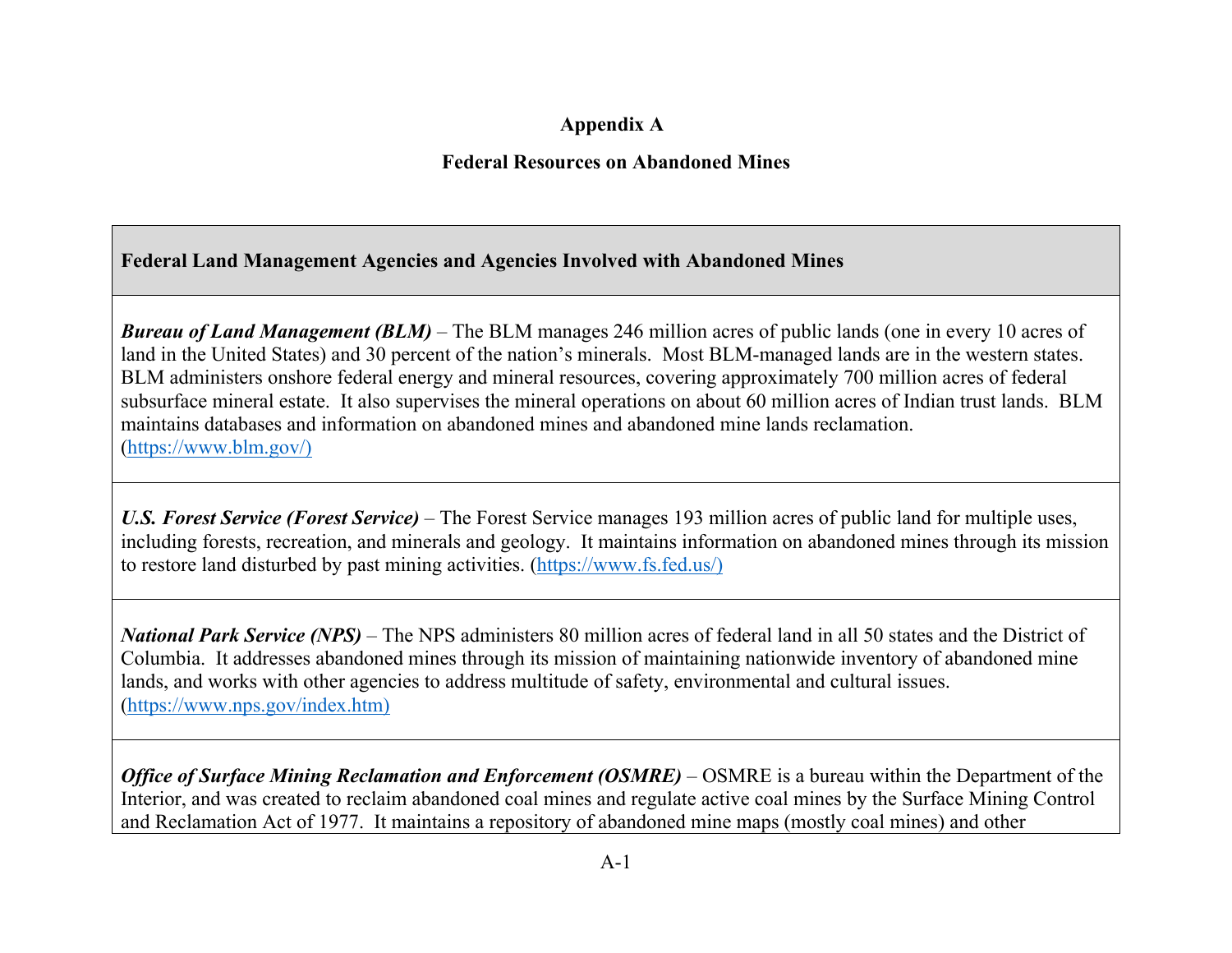**Appendix A**

**Federal Resources on Abandoned Mines**

| **Federal Land Management Agencies and Agencies Involved with Abandoned Mines** |
|---|
| ***Bureau of Land Management (BLM)*** – The BLM manages 246 million acres of public lands (one in every 10 acres of land in the United States) and 30 percent of the nation's minerals. Most BLM-managed lands are in the western states. BLM administers onshore federal energy and mineral resources, covering approximately 700 million acres of federal subsurface mineral estate. It also supervises the mineral operations on about 60 million acres of Indian trust lands. BLM maintains databases and information on abandoned mines and abandoned mine lands reclamation. (https://www.blm.gov/) |
| ***U.S. Forest Service (Forest Service)*** – The Forest Service manages 193 million acres of public land for multiple uses, including forests, recreation, and minerals and geology. It maintains information on abandoned mines through its mission to restore land disturbed by past mining activities. (https://www.fs.fed.us/) |
| ***National Park Service (NPS)*** – The NPS administers 80 million acres of federal land in all 50 states and the District of Columbia. It addresses abandoned mines through its mission of maintaining nationwide inventory of abandoned mine lands, and works with other agencies to address multitude of safety, environmental and cultural issues. (https://www.nps.gov/index.htm) |
| ***Office of Surface Mining Reclamation and Enforcement (OSMRE)*** – OSMRE is a bureau within the Department of the Interior, and was created to reclaim abandoned coal mines and regulate active coal mines by the Surface Mining Control and Reclamation Act of 1977. It maintains a repository of abandoned mine maps (mostly coal mines) and other |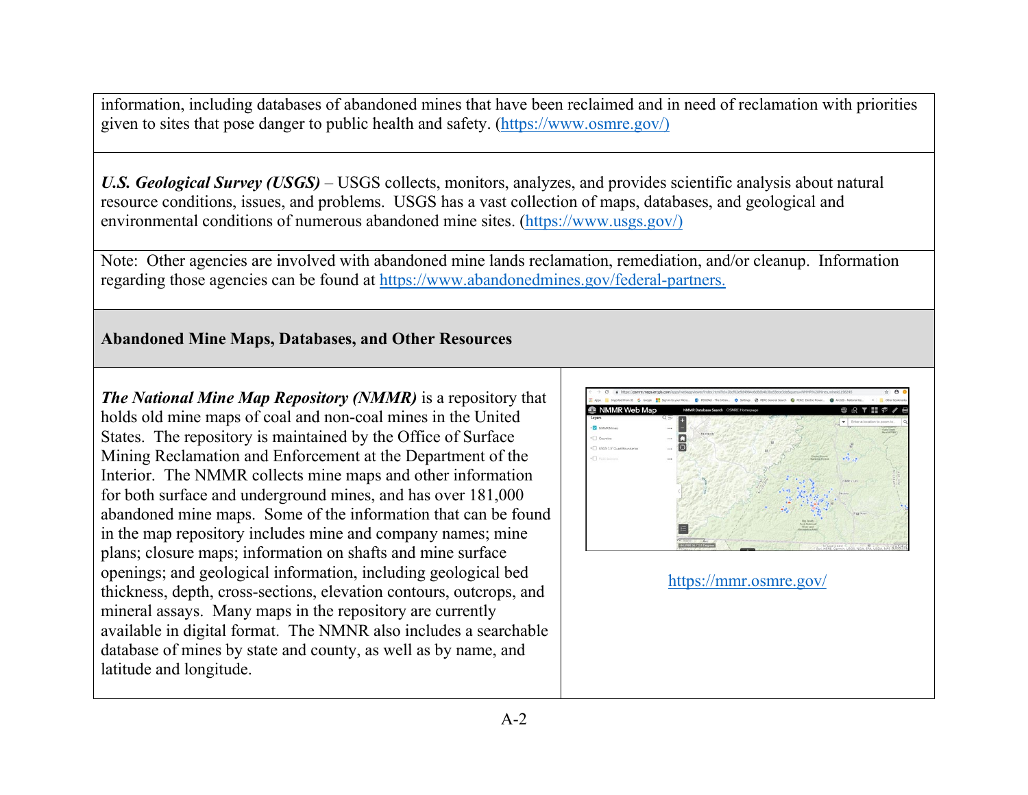information, including databases of abandoned mines that have been reclaimed and in need of reclamation with priorities given to sites that pose danger to public health and safety. (https://www.osmre.gov/)

***U.S. Geological Survey (USGS)*** – USGS collects, monitors, analyzes, and provides scientific analysis about natural resource conditions, issues, and problems. USGS has a vast collection of maps, databases, and geological and environmental conditions of numerous abandoned mine sites. (https://www.usgs.gov/)

Note: Other agencies are involved with abandoned mine lands reclamation, remediation, and/or cleanup. Information regarding those agencies can be found at https://www.abandonedmines.gov/federal-partners.

**Abandoned Mine Maps, Databases, and Other Resources**

***The National Mine Map Repository (NMMR)*** is a repository that holds old mine maps of coal and non-coal mines in the United States. The repository is maintained by the Office of Surface Mining Reclamation and Enforcement at the Department of the Interior. The NMMR collects mine maps and other information for both surface and underground mines, and has over 181,000 abandoned mine maps. Some of the information that can be found in the map repository includes mine and company names; mine plans; closure maps; information on shafts and mine surface openings; and geological information, including geological bed thickness, depth, cross-sections, elevation contours, outcrops, and mineral assays. Many maps in the repository are currently available in digital format. The NMNR also includes a searchable database of mines by state and county, as well as by name, and latitude and longitude.

https://mmr.osmre.gov/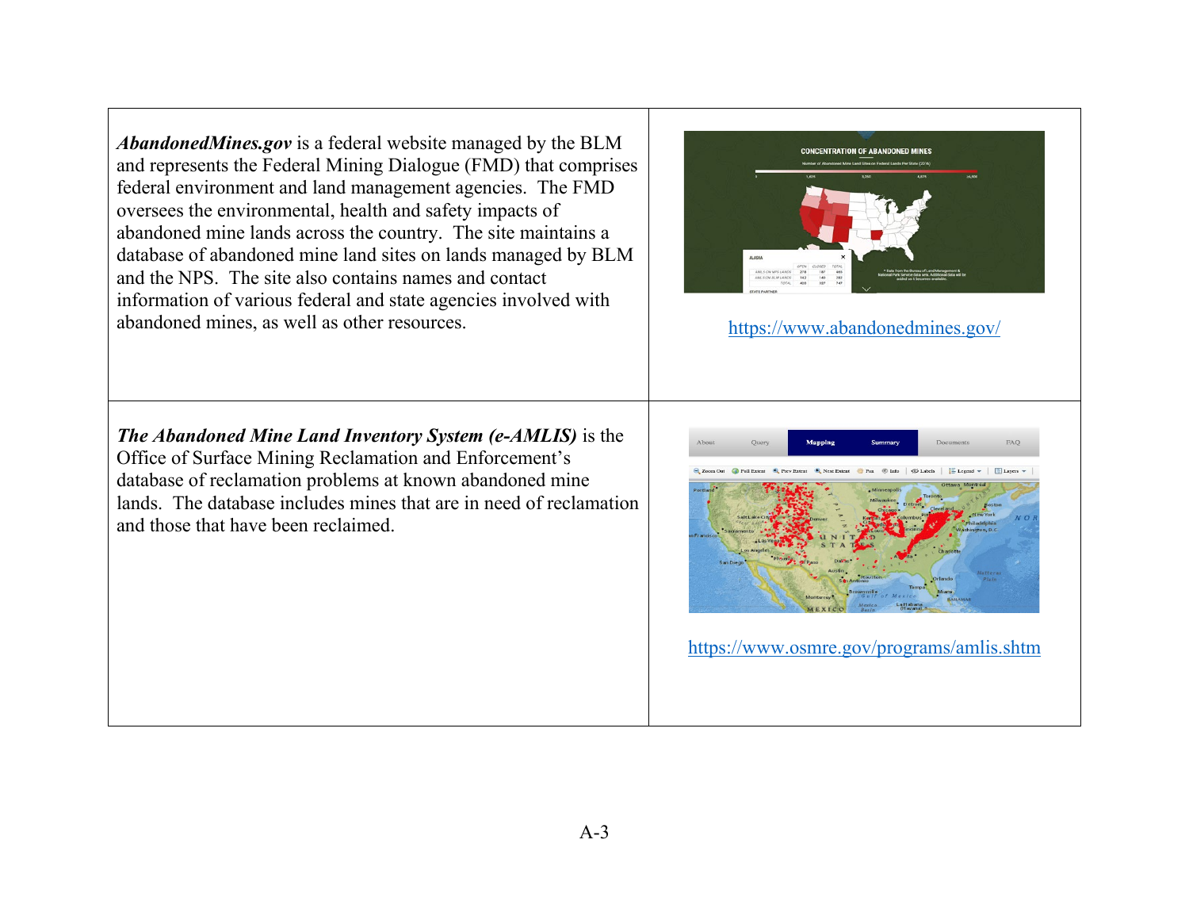| | |
|---|---|
| ***AbandonedMines.gov*** is a federal website managed by the BLM and represents the Federal Mining Dialogue (FMD) that comprises federal environment and land management agencies. The FMD oversees the environmental, health and safety impacts of abandoned mine lands across the country. The site maintains a database of abandoned mine land sites on lands managed by BLM and the NPS. The site also contains names and contact information of various federal and state agencies involved with abandoned mines, as well as other resources. | https://www.abandonedmines.gov/ |
| ***The Abandoned Mine Land Inventory System (e-AMLIS)*** is the Office of Surface Mining Reclamation and Enforcement's database of reclamation problems at known abandoned mine lands. The database includes mines that are in need of reclamation and those that have been reclaimed. | https://www.osmre.gov/programs/amlis.shtm |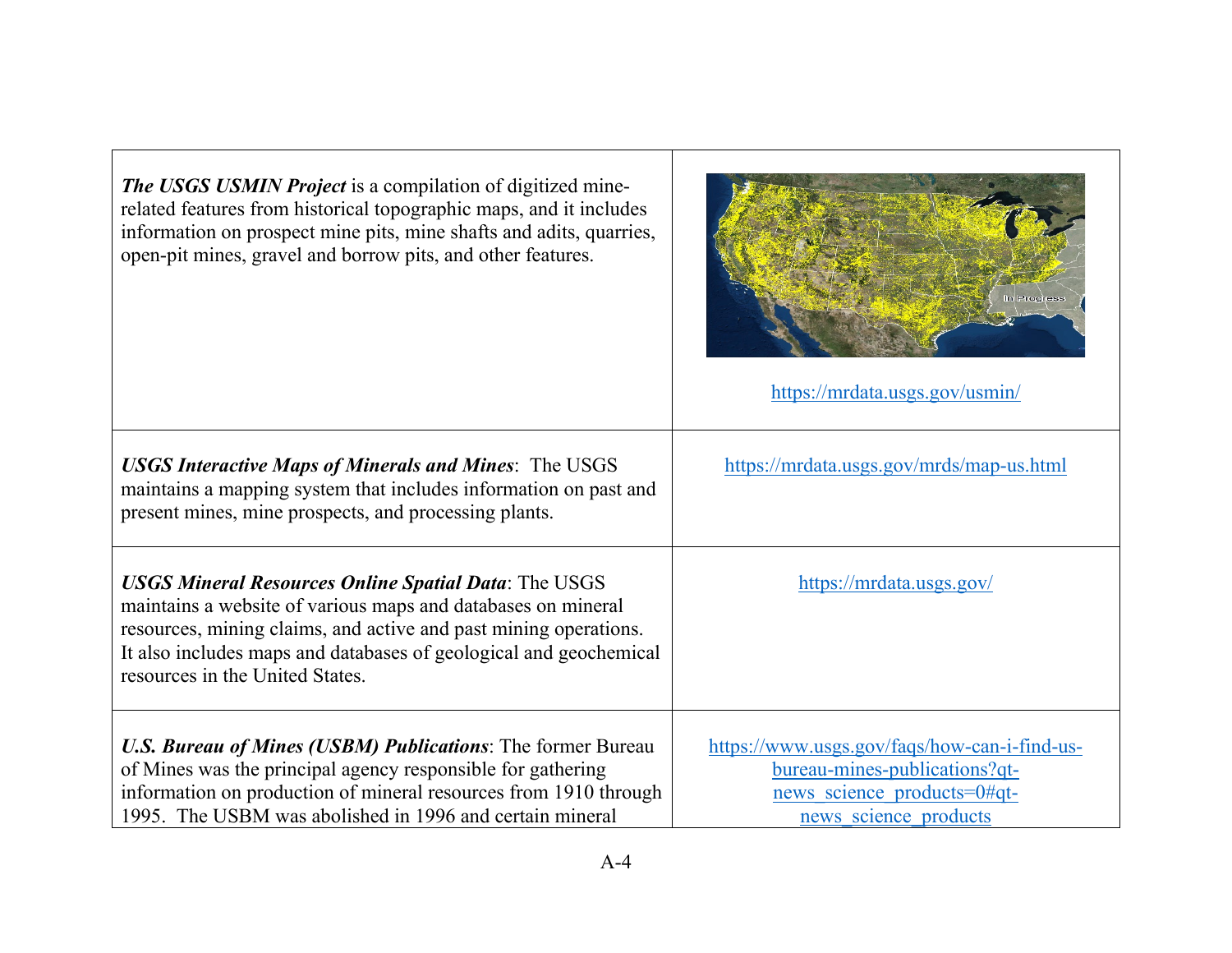| | |
|---|---|
| ***The USGS USMIN Project*** is a compilation of digitized mine-related features from historical topographic maps, and it includes information on prospect mine pits, mine shafts and adits, quarries, open-pit mines, gravel and borrow pits, and other features. | https://mrdata.usgs.gov/usmin/ |
| ***USGS Interactive Maps of Minerals and Mines***: The USGS maintains a mapping system that includes information on past and present mines, mine prospects, and processing plants. | https://mrdata.usgs.gov/mrds/map-us.html |
| ***USGS Mineral Resources Online Spatial Data***: The USGS maintains a website of various maps and databases on mineral resources, mining claims, and active and past mining operations. It also includes maps and databases of geological and geochemical resources in the United States. | https://mrdata.usgs.gov/ |
| ***U.S. Bureau of Mines (USBM) Publications***: The former Bureau of Mines was the principal agency responsible for gathering information on production of mineral resources from 1910 through 1995. The USBM was abolished in 1996 and certain mineral | https://www.usgs.gov/faqs/how-can-i-find-us-bureau-mines-publications?qt-news_science_products=0#qt-news_science_products |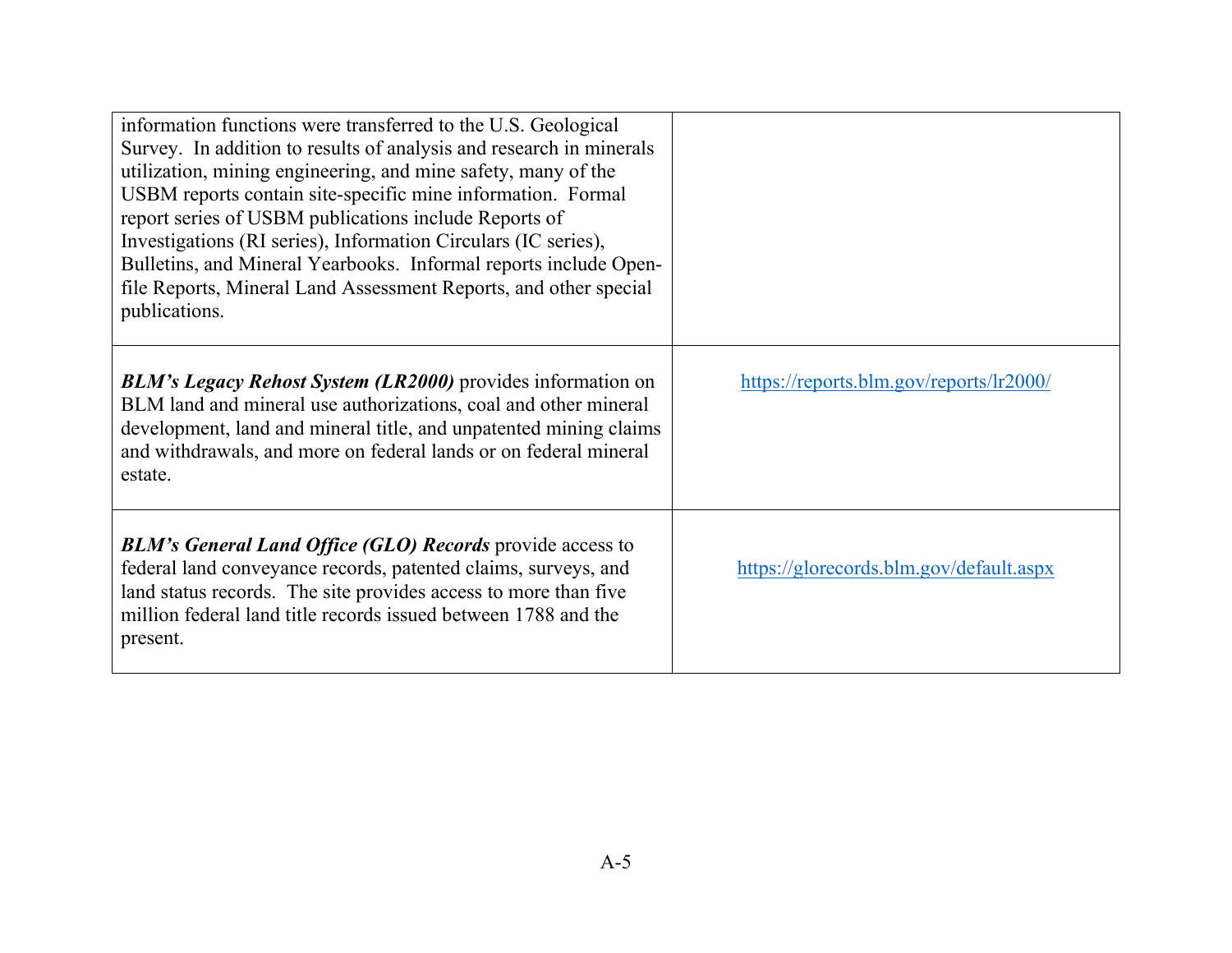| | |
|---|---|
| information functions were transferred to the U.S. Geological Survey. In addition to results of analysis and research in minerals utilization, mining engineering, and mine safety, many of the USBM reports contain site-specific mine information. Formal report series of USBM publications include Reports of Investigations (RI series), Information Circulars (IC series), Bulletins, and Mineral Yearbooks. Informal reports include Open-file Reports, Mineral Land Assessment Reports, and other special publications. | |
| ***BLM's Legacy Rehost System (LR2000)*** provides information on BLM land and mineral use authorizations, coal and other mineral development, land and mineral title, and unpatented mining claims and withdrawals, and more on federal lands or on federal mineral estate. | https://reports.blm.gov/reports/lr2000/ |
| ***BLM's General Land Office (GLO) Records*** provide access to federal land conveyance records, patented claims, surveys, and land status records. The site provides access to more than five million federal land title records issued between 1788 and the present. | https://glorecords.blm.gov/default.aspx |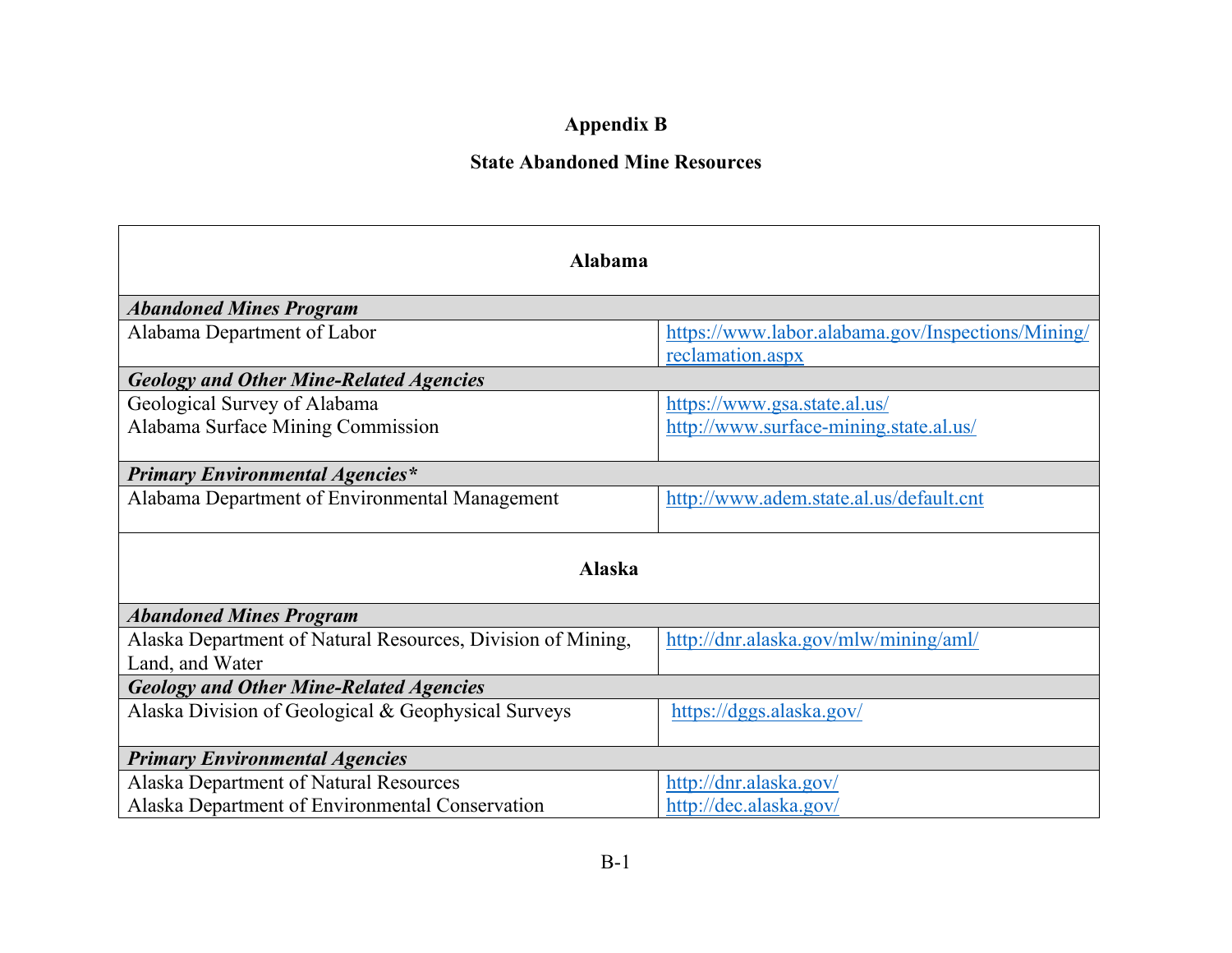# Appendix B

## State Abandoned Mine Resources

| **Alabama** | |
|---|---|
| ***Abandoned Mines Program*** | |
| Alabama Department of Labor | https://www.labor.alabama.gov/Inspections/Mining/reclamation.aspx |
| ***Geology and Other Mine-Related Agencies*** | |
| Geological Survey of Alabama<br>Alabama Surface Mining Commission | https://www.gsa.state.al.us/<br>http://www.surface-mining.state.al.us/ |
| ***Primary Environmental Agencies**** | |
| Alabama Department of Environmental Management | http://www.adem.state.al.us/default.cnt |
| **Alaska** | |
| ***Abandoned Mines Program*** | |
| Alaska Department of Natural Resources, Division of Mining, Land, and Water | http://dnr.alaska.gov/mlw/mining/aml/ |
| ***Geology and Other Mine-Related Agencies*** | |
| Alaska Division of Geological & Geophysical Surveys | https://dggs.alaska.gov/ |
| ***Primary Environmental Agencies*** | |
| Alaska Department of Natural Resources<br>Alaska Department of Environmental Conservation | http://dnr.alaska.gov/<br>http://dec.alaska.gov/ |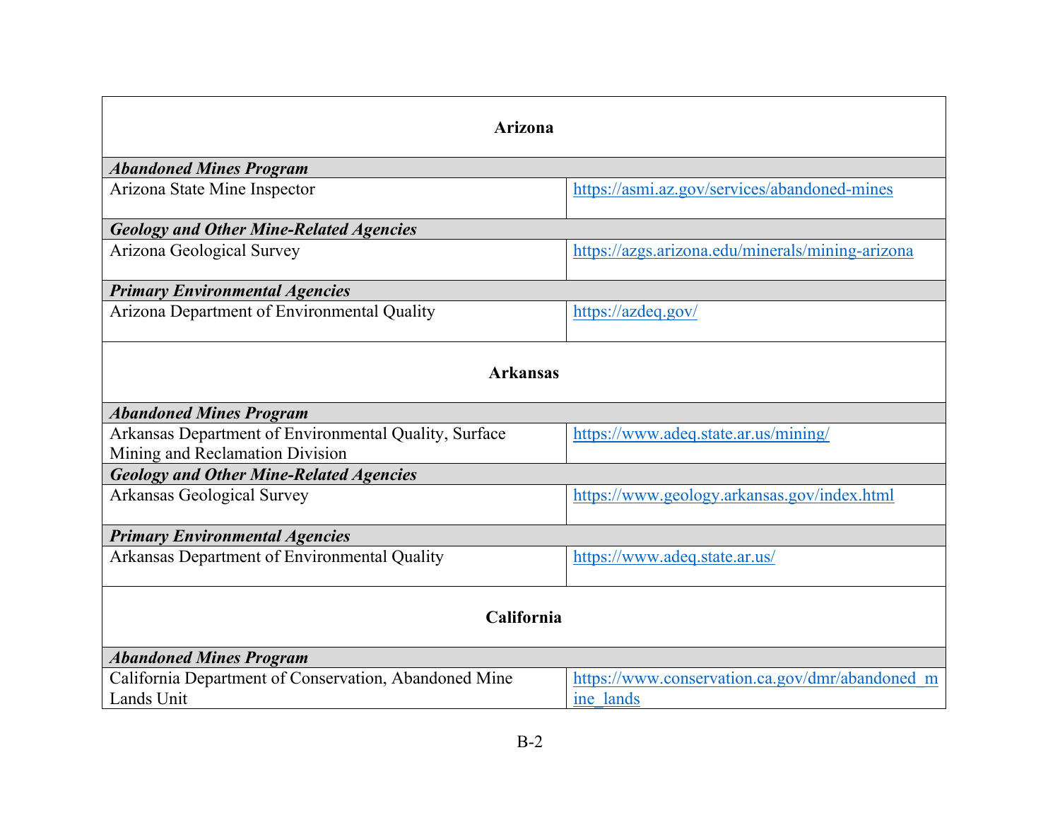| **Arizona** | |
|---|---|
| ***Abandoned Mines Program*** | |
| Arizona State Mine Inspector | https://asmi.az.gov/services/abandoned-mines |
| ***Geology and Other Mine-Related Agencies*** | |
| Arizona Geological Survey | https://azgs.arizona.edu/minerals/mining-arizona |
| ***Primary Environmental Agencies*** | |
| Arizona Department of Environmental Quality | https://azdeq.gov/ |
| **Arkansas** | |
| ***Abandoned Mines Program*** | |
| Arkansas Department of Environmental Quality, Surface Mining and Reclamation Division | https://www.adeq.state.ar.us/mining/ |
| ***Geology and Other Mine-Related Agencies*** | |
| Arkansas Geological Survey | https://www.geology.arkansas.gov/index.html |
| ***Primary Environmental Agencies*** | |
| Arkansas Department of Environmental Quality | https://www.adeq.state.ar.us/ |
| **California** | |
| ***Abandoned Mines Program*** | |
| California Department of Conservation, Abandoned Mine Lands Unit | https://www.conservation.ca.gov/dmr/abandoned_mine_lands |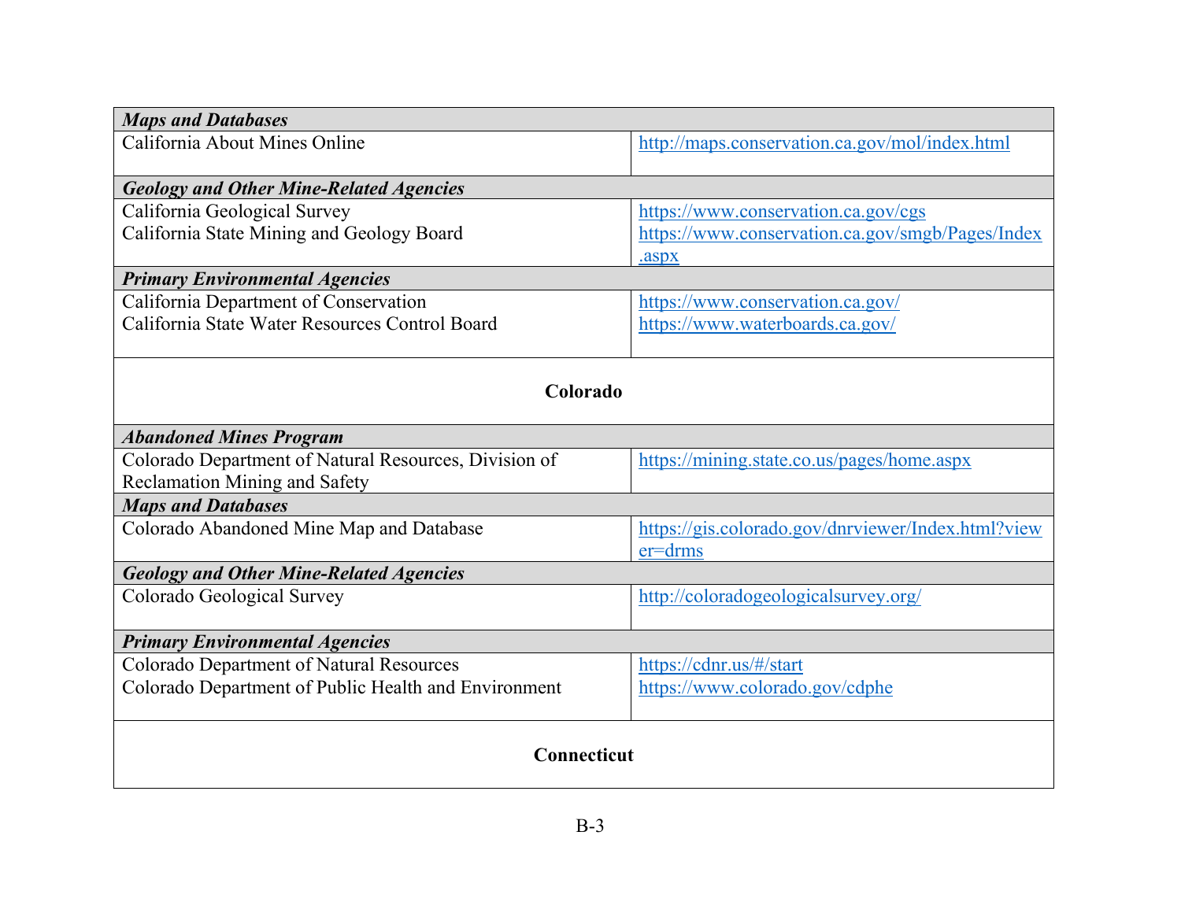| | |
|---|---|
| ***Maps and Databases*** | |
| California About Mines Online | http://maps.conservation.ca.gov/mol/index.html |
| ***Geology and Other Mine-Related Agencies*** | |
| California Geological Survey<br>California State Mining and Geology Board | https://www.conservation.ca.gov/cgs<br>https://www.conservation.ca.gov/smgb/Pages/Index.aspx |
| ***Primary Environmental Agencies*** | |
| California Department of Conservation<br>California State Water Resources Control Board | https://www.conservation.ca.gov/<br>https://www.waterboards.ca.gov/ |
| **Colorado** | |
| ***Abandoned Mines Program*** | |
| Colorado Department of Natural Resources, Division of Reclamation Mining and Safety | https://mining.state.co.us/pages/home.aspx |
| ***Maps and Databases*** | |
| Colorado Abandoned Mine Map and Database | https://gis.colorado.gov/dnrviewer/Index.html?viewer=drms |
| ***Geology and Other Mine-Related Agencies*** | |
| Colorado Geological Survey | http://coloradogeologicalsurvey.org/ |
| ***Primary Environmental Agencies*** | |
| Colorado Department of Natural Resources<br>Colorado Department of Public Health and Environment | https://cdnr.us/#/start<br>https://www.colorado.gov/cdphe |
| **Connecticut** | |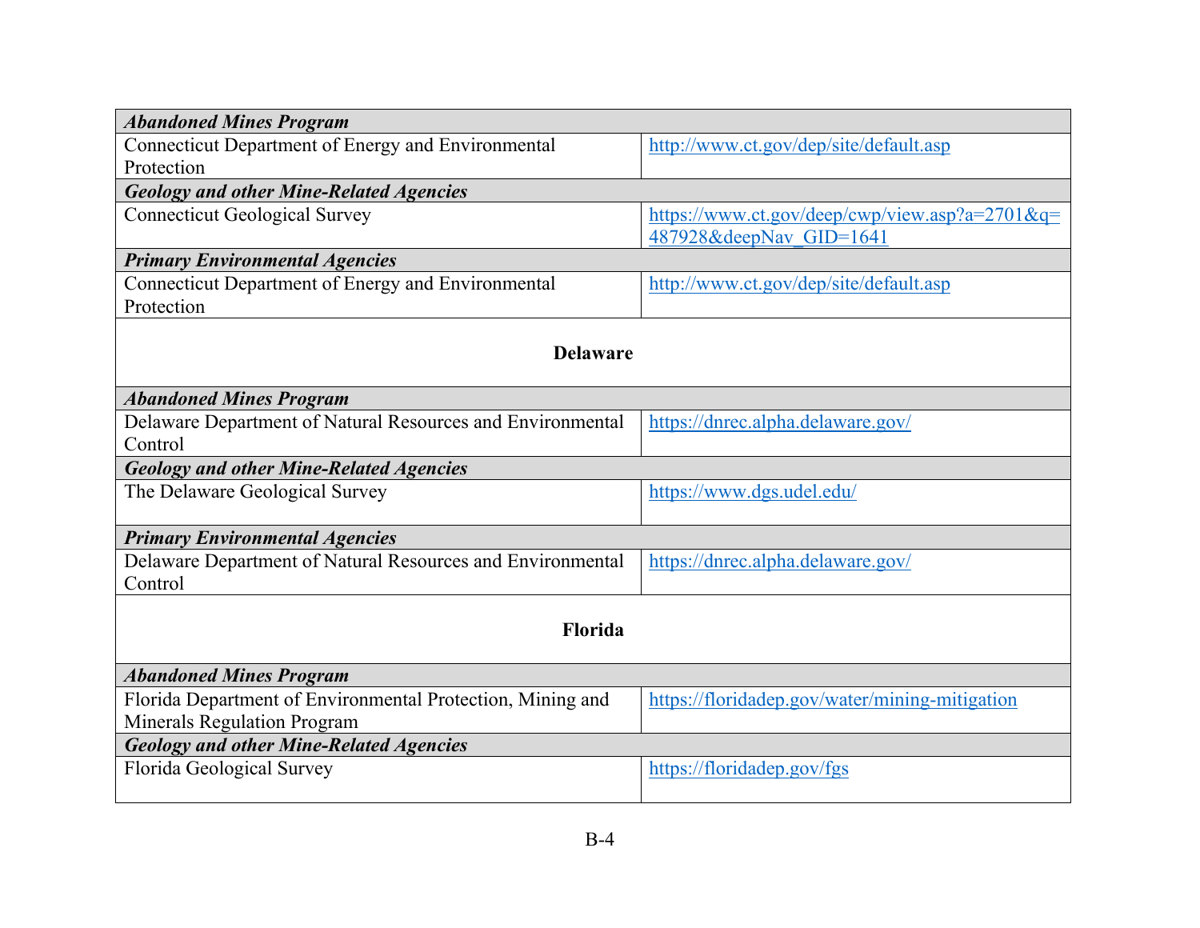| | |
|---|---|
| ***Abandoned Mines Program*** | |
| Connecticut Department of Energy and Environmental Protection | http://www.ct.gov/dep/site/default.asp |
| ***Geology and other Mine-Related Agencies*** | |
| Connecticut Geological Survey | https://www.ct.gov/deep/cwp/view.asp?a=2701&q=487928&deepNav_GID=1641 |
| ***Primary Environmental Agencies*** | |
| Connecticut Department of Energy and Environmental Protection | http://www.ct.gov/dep/site/default.asp |
| **Delaware** | |
| ***Abandoned Mines Program*** | |
| Delaware Department of Natural Resources and Environmental Control | https://dnrec.alpha.delaware.gov/ |
| ***Geology and other Mine-Related Agencies*** | |
| The Delaware Geological Survey | https://www.dgs.udel.edu/ |
| ***Primary Environmental Agencies*** | |
| Delaware Department of Natural Resources and Environmental Control | https://dnrec.alpha.delaware.gov/ |
| **Florida** | |
| ***Abandoned Mines Program*** | |
| Florida Department of Environmental Protection, Mining and Minerals Regulation Program | https://floridadep.gov/water/mining-mitigation |
| ***Geology and other Mine-Related Agencies*** | |
| Florida Geological Survey | https://floridadep.gov/fgs |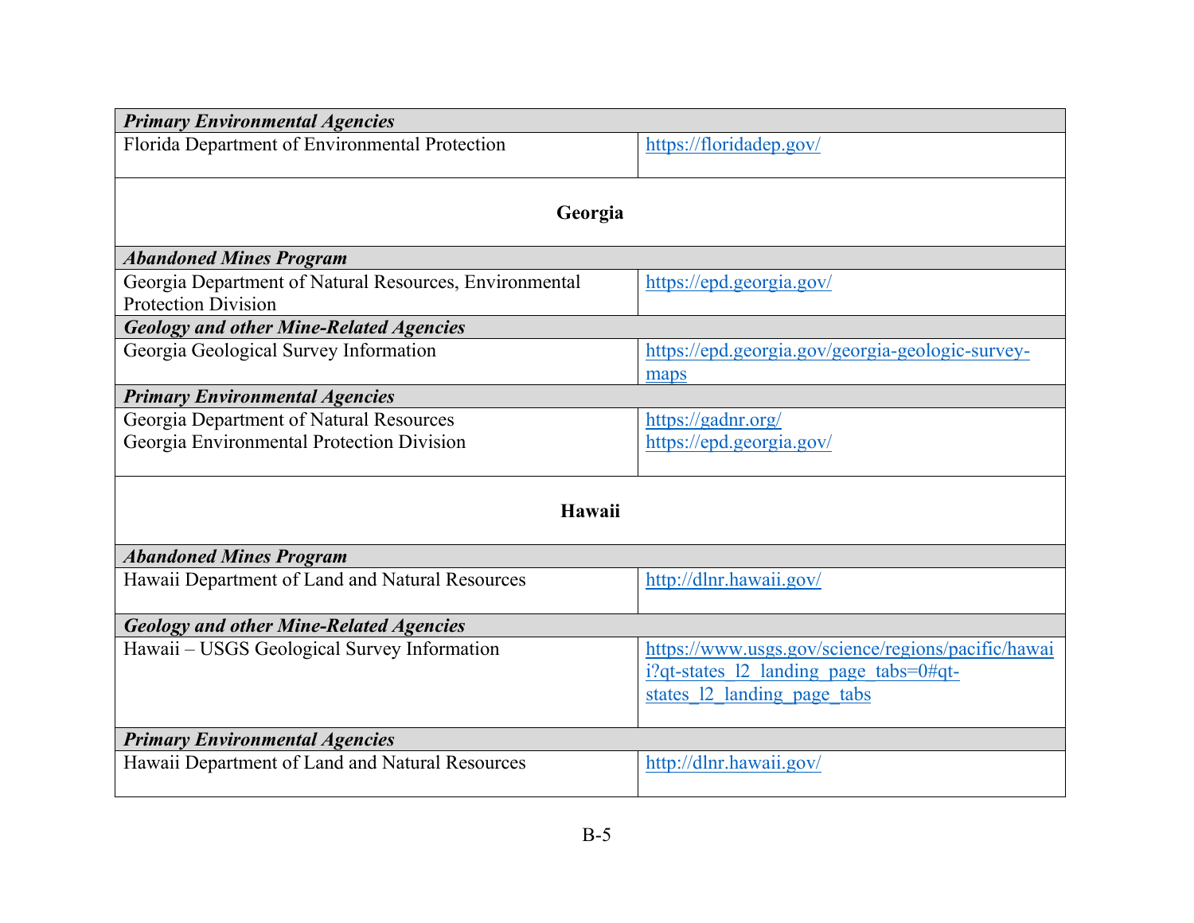| | |
|---|---|
| ***Primary Environmental Agencies*** | |
| Florida Department of Environmental Protection | https://floridadep.gov/ |
| **Georgia** | |
| ***Abandoned Mines Program*** | |
| Georgia Department of Natural Resources, Environmental Protection Division | https://epd.georgia.gov/ |
| ***Geology and other Mine-Related Agencies*** | |
| Georgia Geological Survey Information | https://epd.georgia.gov/georgia-geologic-survey-maps |
| ***Primary Environmental Agencies*** | |
| Georgia Department of Natural Resources<br>Georgia Environmental Protection Division | https://gadnr.org/<br>https://epd.georgia.gov/ |
| **Hawaii** | |
| ***Abandoned Mines Program*** | |
| Hawaii Department of Land and Natural Resources | http://dlnr.hawaii.gov/ |
| ***Geology and other Mine-Related Agencies*** | |
| Hawaii – USGS Geological Survey Information | https://www.usgs.gov/science/regions/pacific/hawaii?qt-states_l2_landing_page_tabs=0#qt-states_l2_landing_page_tabs |
| ***Primary Environmental Agencies*** | |
| Hawaii Department of Land and Natural Resources | http://dlnr.hawaii.gov/ |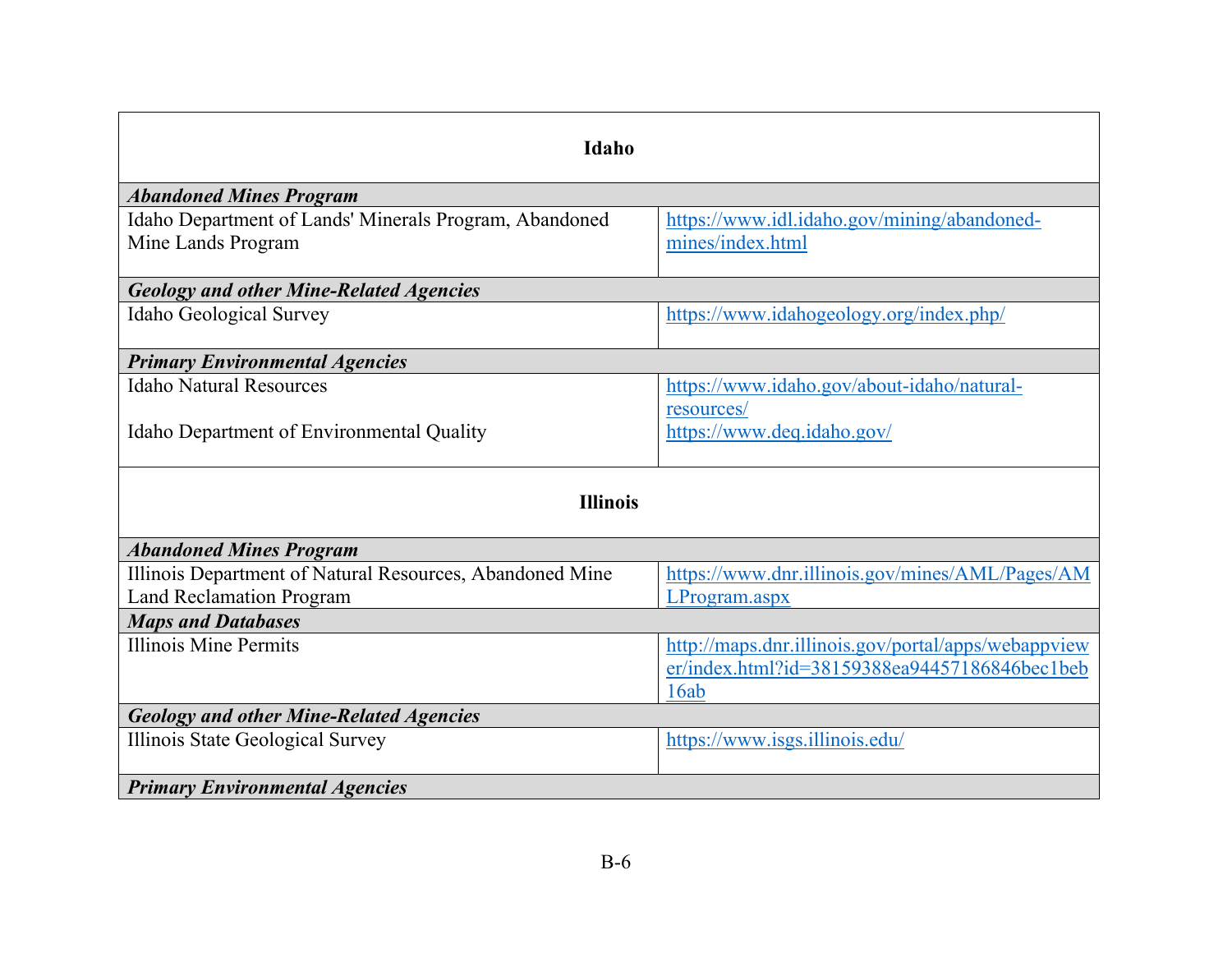| Idaho | |
|---|---|
| ***Abandoned Mines Program*** | |
| Idaho Department of Lands' Minerals Program, Abandoned Mine Lands Program | https://www.idl.idaho.gov/mining/abandoned-mines/index.html |
| ***Geology and other Mine-Related Agencies*** | |
| Idaho Geological Survey | https://www.idahogeology.org/index.php/ |
| ***Primary Environmental Agencies*** | |
| Idaho Natural Resources | https://www.idaho.gov/about-idaho/natural-resources/ |
| Idaho Department of Environmental Quality | https://www.deq.idaho.gov/ |

| Illinois | |
|---|---|
| ***Abandoned Mines Program*** | |
| Illinois Department of Natural Resources, Abandoned Mine Land Reclamation Program | https://www.dnr.illinois.gov/mines/AML/Pages/AMLProgram.aspx |
| ***Maps and Databases*** | |
| Illinois Mine Permits | http://maps.dnr.illinois.gov/portal/apps/webappviewer/index.html?id=38159388ea94457186846bec1beb16ab |
| ***Geology and other Mine-Related Agencies*** | |
| Illinois State Geological Survey | https://www.isgs.illinois.edu/ |
| ***Primary Environmental Agencies*** | |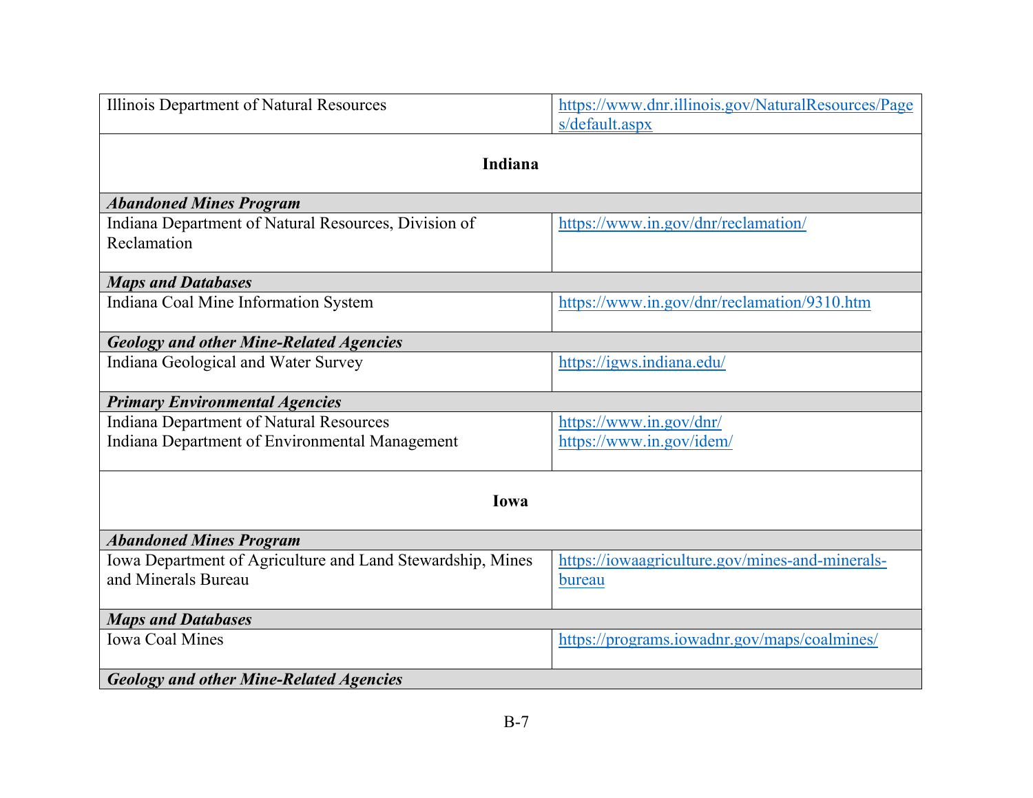| | |
|---|---|
| Illinois Department of Natural Resources | https://www.dnr.illinois.gov/NaturalResources/Pages/default.aspx |
| **Indiana** | |
| ***Abandoned Mines Program*** | |
| Indiana Department of Natural Resources, Division of Reclamation | https://www.in.gov/dnr/reclamation/ |
| ***Maps and Databases*** | |
| Indiana Coal Mine Information System | https://www.in.gov/dnr/reclamation/9310.htm |
| ***Geology and other Mine-Related Agencies*** | |
| Indiana Geological and Water Survey | https://igws.indiana.edu/ |
| ***Primary Environmental Agencies*** | |
| Indiana Department of Natural Resources<br>Indiana Department of Environmental Management | https://www.in.gov/dnr/<br>https://www.in.gov/idem/ |
| **Iowa** | |
| ***Abandoned Mines Program*** | |
| Iowa Department of Agriculture and Land Stewardship, Mines and Minerals Bureau | https://iowaagriculture.gov/mines-and-minerals-bureau |
| ***Maps and Databases*** | |
| Iowa Coal Mines | https://programs.iowadnr.gov/maps/coalmines/ |
| ***Geology and other Mine-Related Agencies*** | |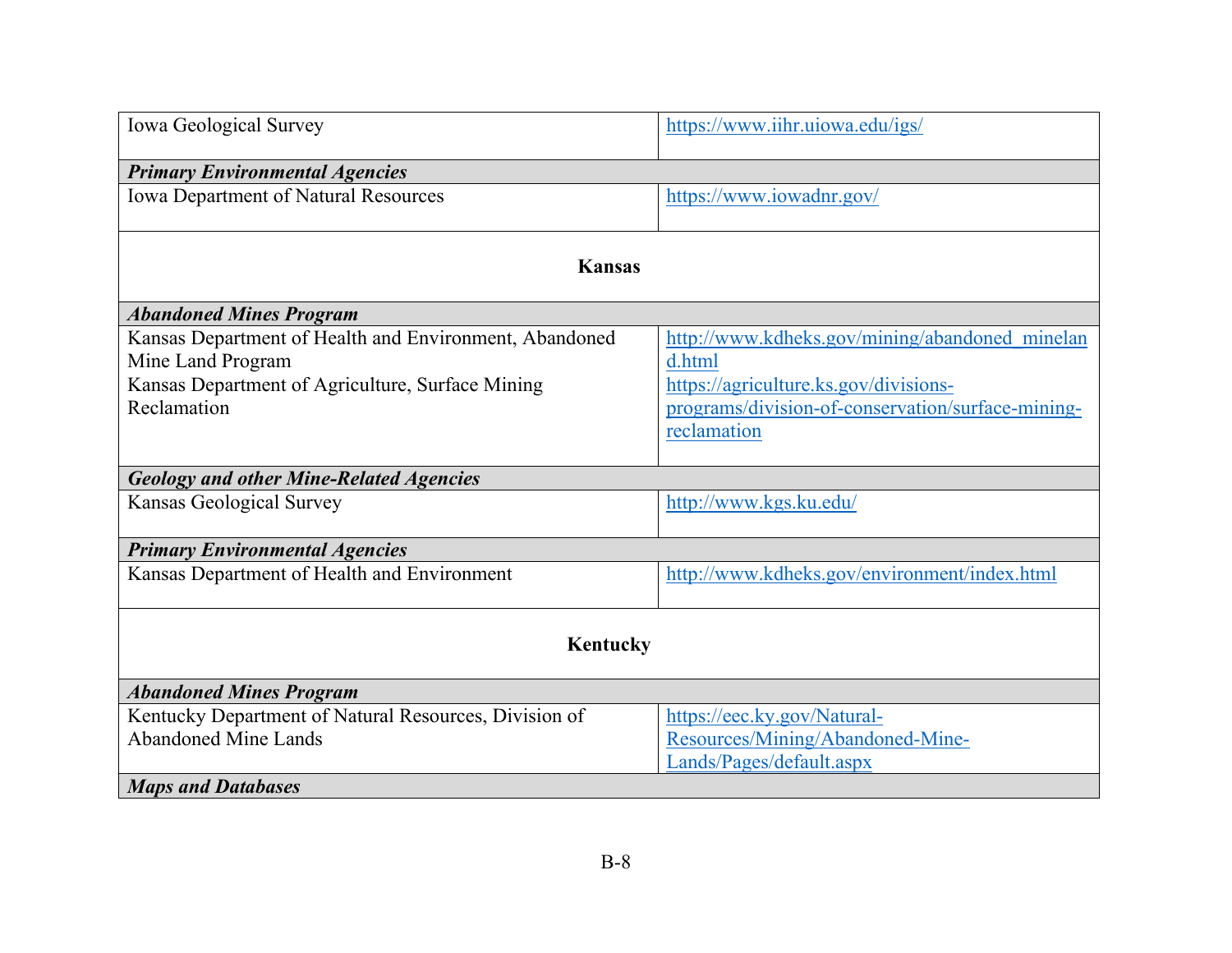| | |
|---|---|
| Iowa Geological Survey | https://www.iihr.uiowa.edu/igs/ |
| ***Primary Environmental Agencies*** | |
| Iowa Department of Natural Resources | https://www.iowadnr.gov/ |
| **Kansas** | |
| ***Abandoned Mines Program*** | |
| Kansas Department of Health and Environment, Abandoned Mine Land Program<br>Kansas Department of Agriculture, Surface Mining Reclamation | http://www.kdheks.gov/mining/abandoned_mineland.html<br>https://agriculture.ks.gov/divisions-programs/division-of-conservation/surface-mining-reclamation |
| ***Geology and other Mine-Related Agencies*** | |
| Kansas Geological Survey | http://www.kgs.ku.edu/ |
| ***Primary Environmental Agencies*** | |
| Kansas Department of Health and Environment | http://www.kdheks.gov/environment/index.html |
| **Kentucky** | |
| ***Abandoned Mines Program*** | |
| Kentucky Department of Natural Resources, Division of Abandoned Mine Lands | https://eec.ky.gov/Natural-Resources/Mining/Abandoned-Mine-Lands/Pages/default.aspx |
| ***Maps and Databases*** | |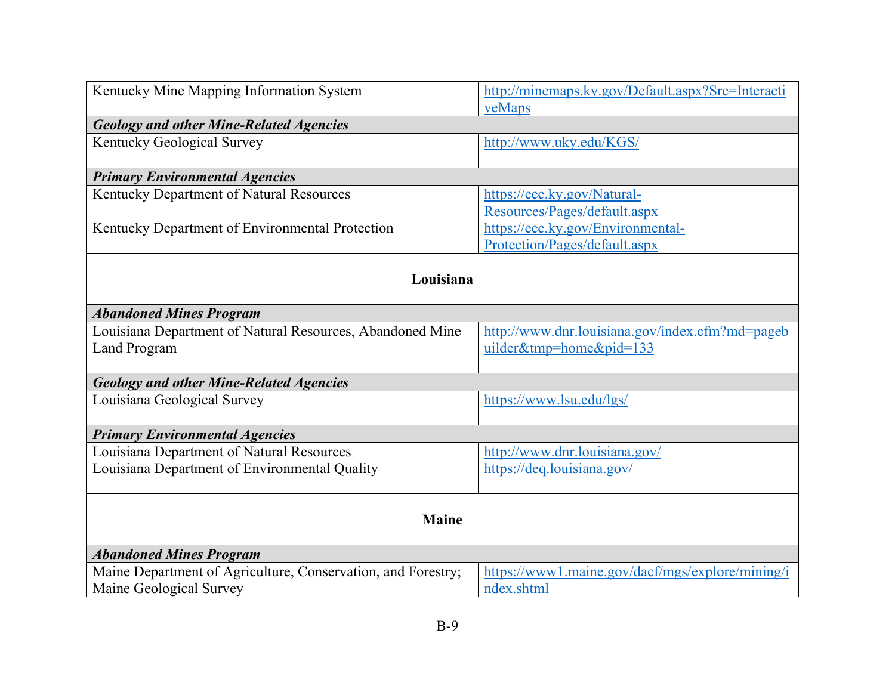| | |
|---|---|
| Kentucky Mine Mapping Information System | http://minemaps.ky.gov/Default.aspx?Src=InteractiveMaps |
| ***Geology and other Mine-Related Agencies*** | |
| Kentucky Geological Survey | http://www.uky.edu/KGS/ |
| ***Primary Environmental Agencies*** | |
| Kentucky Department of Natural Resources<br><br>Kentucky Department of Environmental Protection | https://eec.ky.gov/Natural-Resources/Pages/default.aspx<br>https://eec.ky.gov/Environmental-Protection/Pages/default.aspx |
| **Louisiana** | |
| ***Abandoned Mines Program*** | |
| Louisiana Department of Natural Resources, Abandoned Mine Land Program | http://www.dnr.louisiana.gov/index.cfm?md=pagebuilder&tmp=home&pid=133 |
| ***Geology and other Mine-Related Agencies*** | |
| Louisiana Geological Survey | https://www.lsu.edu/lgs/ |
| ***Primary Environmental Agencies*** | |
| Louisiana Department of Natural Resources<br>Louisiana Department of Environmental Quality | http://www.dnr.louisiana.gov/<br>https://deq.louisiana.gov/ |
| **Maine** | |
| ***Abandoned Mines Program*** | |
| Maine Department of Agriculture, Conservation, and Forestry; Maine Geological Survey | https://www1.maine.gov/dacf/mgs/explore/mining/index.shtml |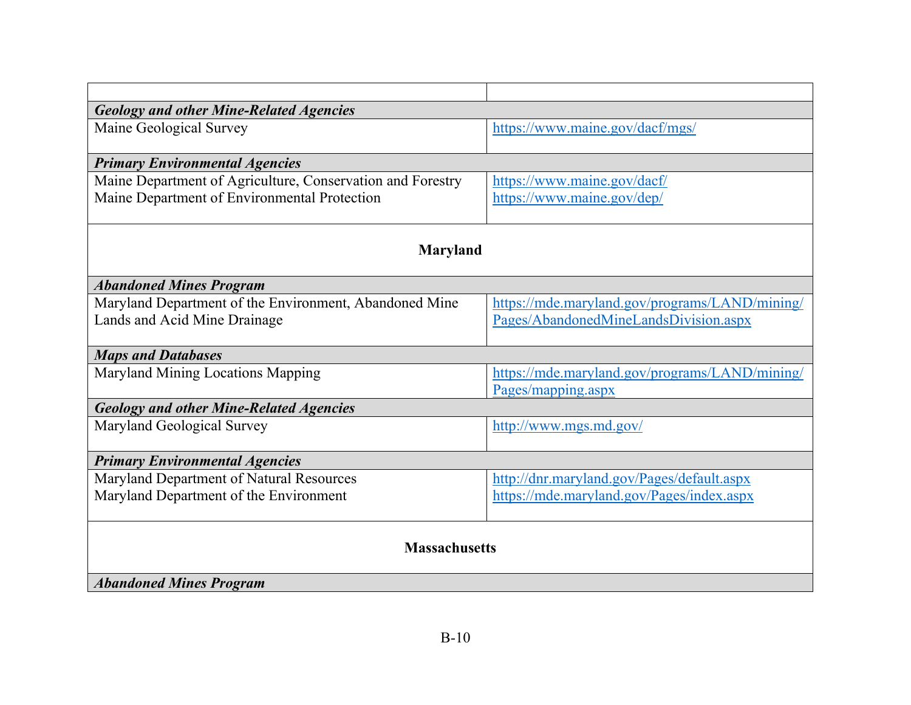| | |
|---|---|
| ***Geology and other Mine-Related Agencies*** | |
| Maine Geological Survey | https://www.maine.gov/dacf/mgs/ |
| ***Primary Environmental Agencies*** | |
| Maine Department of Agriculture, Conservation and Forestry<br>Maine Department of Environmental Protection | https://www.maine.gov/dacf/<br>https://www.maine.gov/dep/ |
| **Maryland** | |
| ***Abandoned Mines Program*** | |
| Maryland Department of the Environment, Abandoned Mine Lands and Acid Mine Drainage | https://mde.maryland.gov/programs/LAND/mining/Pages/AbandonedMineLandsDivision.aspx |
| ***Maps and Databases*** | |
| Maryland Mining Locations Mapping | https://mde.maryland.gov/programs/LAND/mining/Pages/mapping.aspx |
| ***Geology and other Mine-Related Agencies*** | |
| Maryland Geological Survey | http://www.mgs.md.gov/ |
| ***Primary Environmental Agencies*** | |
| Maryland Department of Natural Resources<br>Maryland Department of the Environment | http://dnr.maryland.gov/Pages/default.aspx<br>https://mde.maryland.gov/Pages/index.aspx |
| **Massachusetts** | |
| ***Abandoned Mines Program*** | |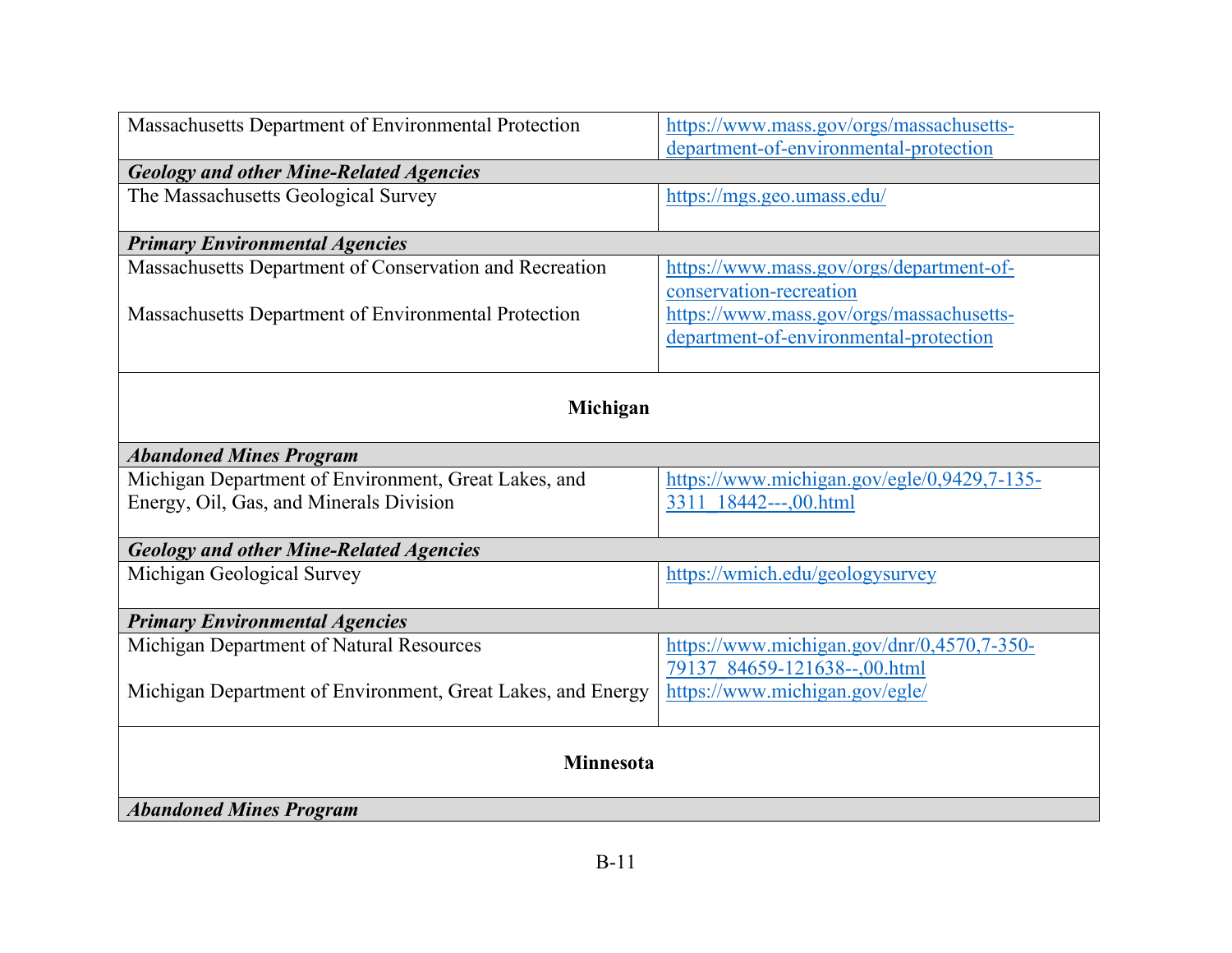| | |
|---|---|
| Massachusetts Department of Environmental Protection | https://www.mass.gov/orgs/massachusetts-department-of-environmental-protection |
| ***Geology and other Mine-Related Agencies*** | |
| The Massachusetts Geological Survey | https://mgs.geo.umass.edu/ |
| ***Primary Environmental Agencies*** | |
| Massachusetts Department of Conservation and Recreation<br><br>Massachusetts Department of Environmental Protection | https://www.mass.gov/orgs/department-of-conservation-recreation<br>https://www.mass.gov/orgs/massachusetts-department-of-environmental-protection |
| **Michigan** | |
| ***Abandoned Mines Program*** | |
| Michigan Department of Environment, Great Lakes, and Energy, Oil, Gas, and Minerals Division | https://www.michigan.gov/egle/0,9429,7-135-3311_18442---,00.html |
| ***Geology and other Mine-Related Agencies*** | |
| Michigan Geological Survey | https://wmich.edu/geologysurvey |
| ***Primary Environmental Agencies*** | |
| Michigan Department of Natural Resources<br><br>Michigan Department of Environment, Great Lakes, and Energy | https://www.michigan.gov/dnr/0,4570,7-350-79137_84659-121638--,00.html<br>https://www.michigan.gov/egle/ |
| **Minnesota** | |
| ***Abandoned Mines Program*** | |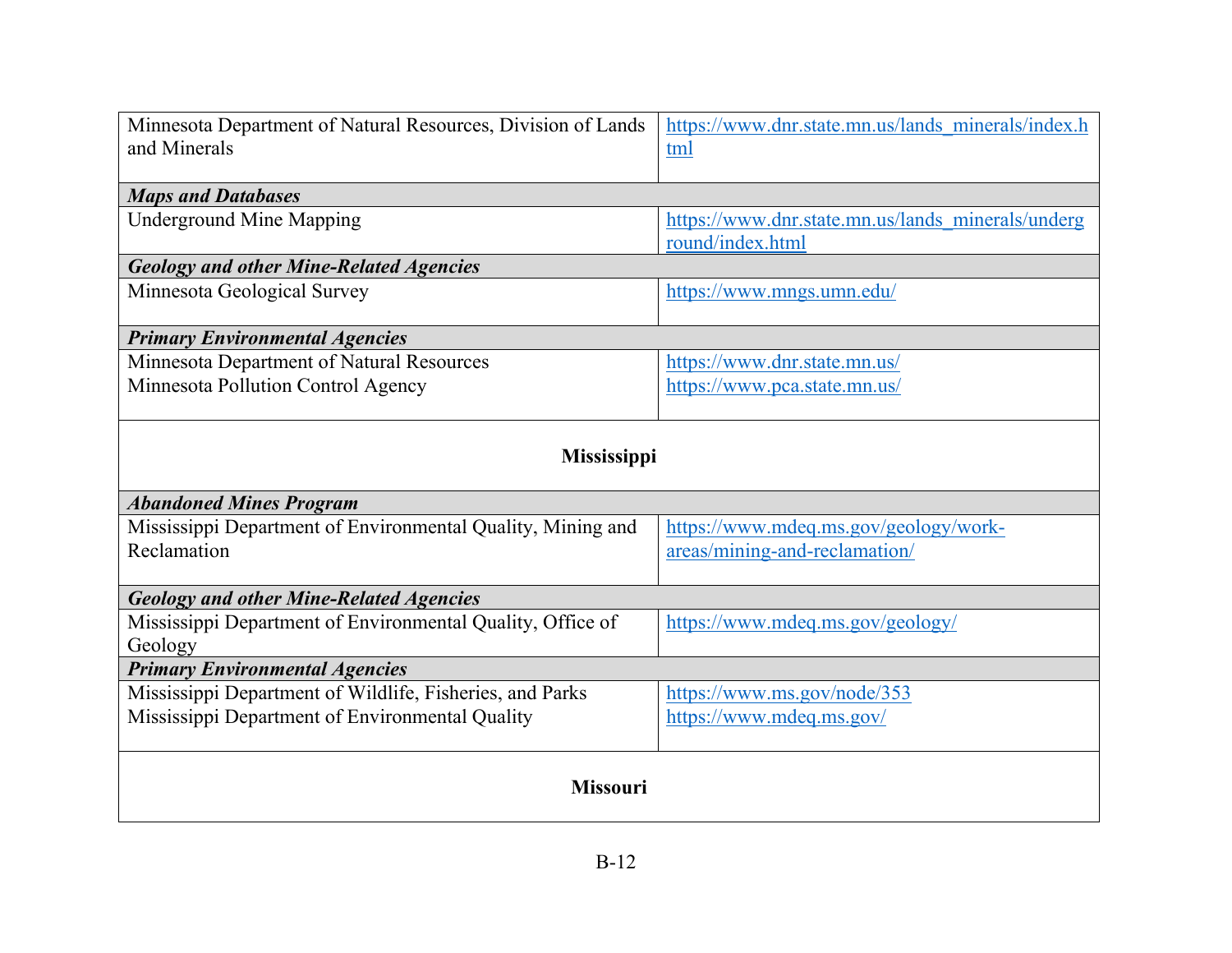| | |
|---|---|
| Minnesota Department of Natural Resources, Division of Lands and Minerals | https://www.dnr.state.mn.us/lands_minerals/index.html |
| ***Maps and Databases*** | |
| Underground Mine Mapping | https://www.dnr.state.mn.us/lands_minerals/underground/index.html |
| ***Geology and other Mine-Related Agencies*** | |
| Minnesota Geological Survey | https://www.mngs.umn.edu/ |
| ***Primary Environmental Agencies*** | |
| Minnesota Department of Natural Resources<br>Minnesota Pollution Control Agency | https://www.dnr.state.mn.us/<br>https://www.pca.state.mn.us/ |
| **Mississippi** | |
| ***Abandoned Mines Program*** | |
| Mississippi Department of Environmental Quality, Mining and Reclamation | https://www.mdeq.ms.gov/geology/work-areas/mining-and-reclamation/ |
| ***Geology and other Mine-Related Agencies*** | |
| Mississippi Department of Environmental Quality, Office of Geology | https://www.mdeq.ms.gov/geology/ |
| ***Primary Environmental Agencies*** | |
| Mississippi Department of Wildlife, Fisheries, and Parks<br>Mississippi Department of Environmental Quality | https://www.ms.gov/node/353<br>https://www.mdeq.ms.gov/ |
| **Missouri** | |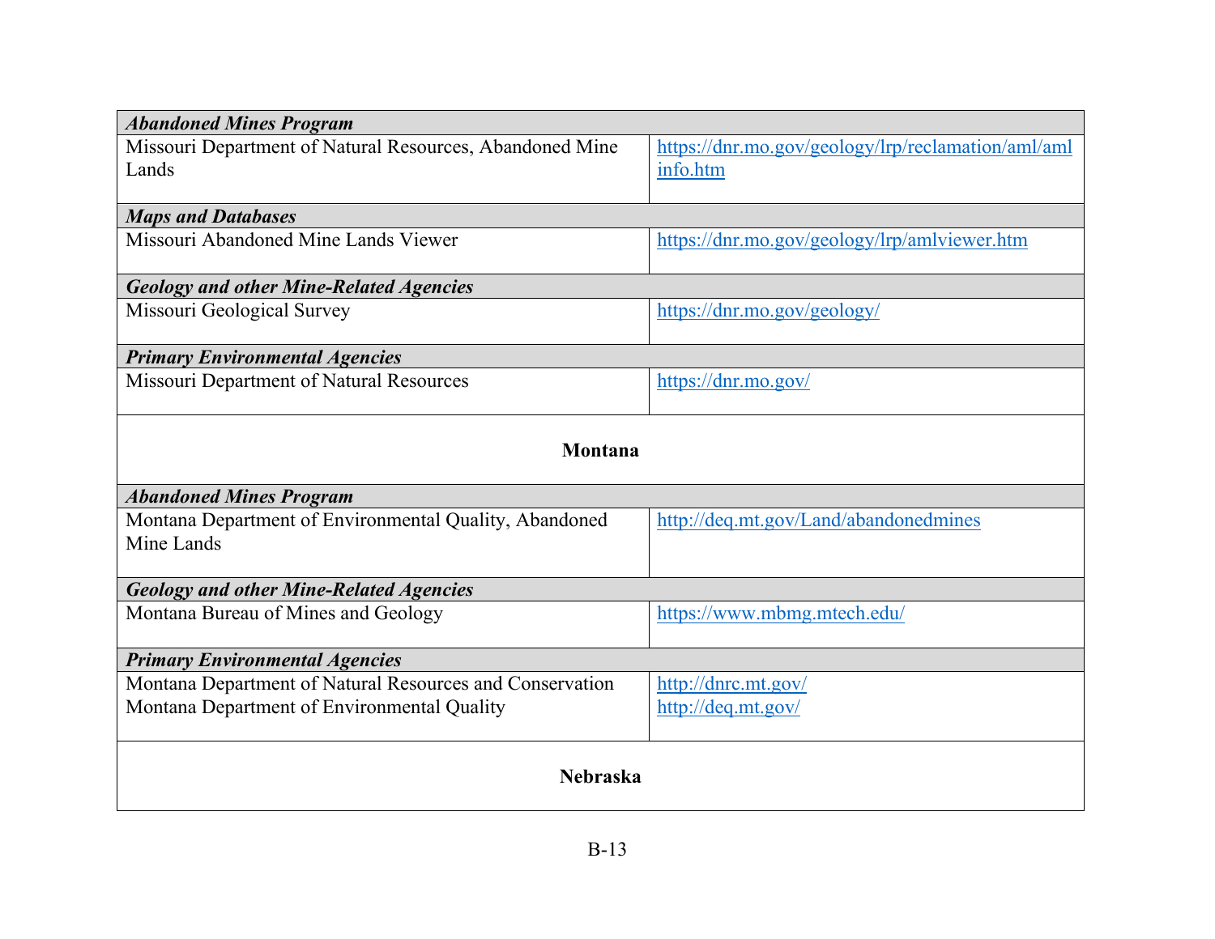| | |
|---|---|
| ***Abandoned Mines Program*** | |
| Missouri Department of Natural Resources, Abandoned Mine Lands | https://dnr.mo.gov/geology/lrp/reclamation/aml/amlinfo.htm |
| ***Maps and Databases*** | |
| Missouri Abandoned Mine Lands Viewer | https://dnr.mo.gov/geology/lrp/amlviewer.htm |
| ***Geology and other Mine-Related Agencies*** | |
| Missouri Geological Survey | https://dnr.mo.gov/geology/ |
| ***Primary Environmental Agencies*** | |
| Missouri Department of Natural Resources | https://dnr.mo.gov/ |
| **Montana** | |
| ***Abandoned Mines Program*** | |
| Montana Department of Environmental Quality, Abandoned Mine Lands | http://deq.mt.gov/Land/abandonedmines |
| ***Geology and other Mine-Related Agencies*** | |
| Montana Bureau of Mines and Geology | https://www.mbmg.mtech.edu/ |
| ***Primary Environmental Agencies*** | |
| Montana Department of Natural Resources and Conservation<br>Montana Department of Environmental Quality | http://dnrc.mt.gov/<br>http://deq.mt.gov/ |
| **Nebraska** | |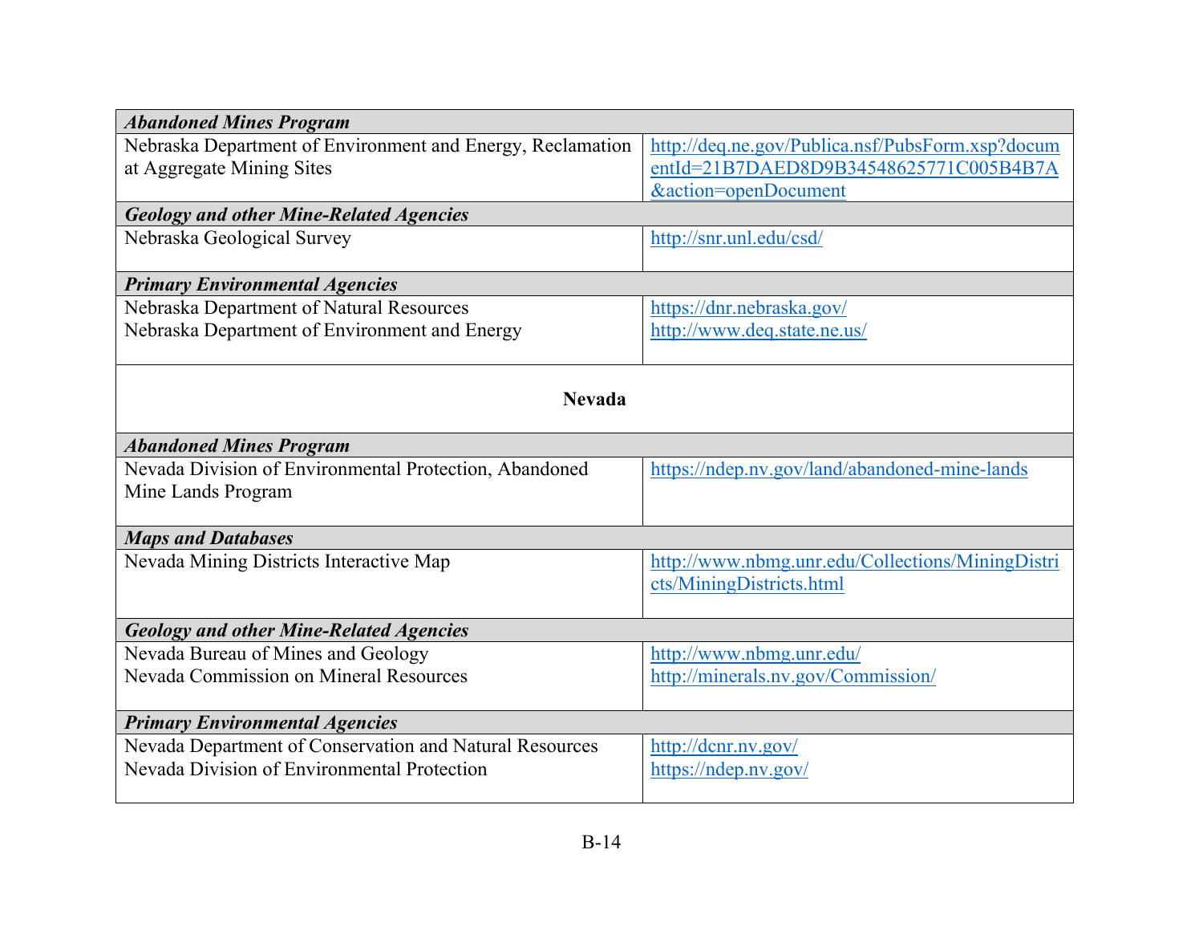| | |
|---|---|
| ***Abandoned Mines Program*** | |
| Nebraska Department of Environment and Energy, Reclamation at Aggregate Mining Sites | http://deq.ne.gov/Publica.nsf/PubsForm.xsp?documentId=21B7DAED8D9B34548625771C005B4B7A&action=openDocument |
| ***Geology and other Mine-Related Agencies*** | |
| Nebraska Geological Survey | http://snr.unl.edu/csd/ |
| ***Primary Environmental Agencies*** | |
| Nebraska Department of Natural Resources<br>Nebraska Department of Environment and Energy | https://dnr.nebraska.gov/<br>http://www.deq.state.ne.us/ |
| **Nevada** | |
| ***Abandoned Mines Program*** | |
| Nevada Division of Environmental Protection, Abandoned Mine Lands Program | https://ndep.nv.gov/land/abandoned-mine-lands |
| ***Maps and Databases*** | |
| Nevada Mining Districts Interactive Map | http://www.nbmg.unr.edu/Collections/MiningDistricts/MiningDistricts.html |
| ***Geology and other Mine-Related Agencies*** | |
| Nevada Bureau of Mines and Geology<br>Nevada Commission on Mineral Resources | http://www.nbmg.unr.edu/<br>http://minerals.nv.gov/Commission/ |
| ***Primary Environmental Agencies*** | |
| Nevada Department of Conservation and Natural Resources<br>Nevada Division of Environmental Protection | http://dcnr.nv.gov/<br>https://ndep.nv.gov/ |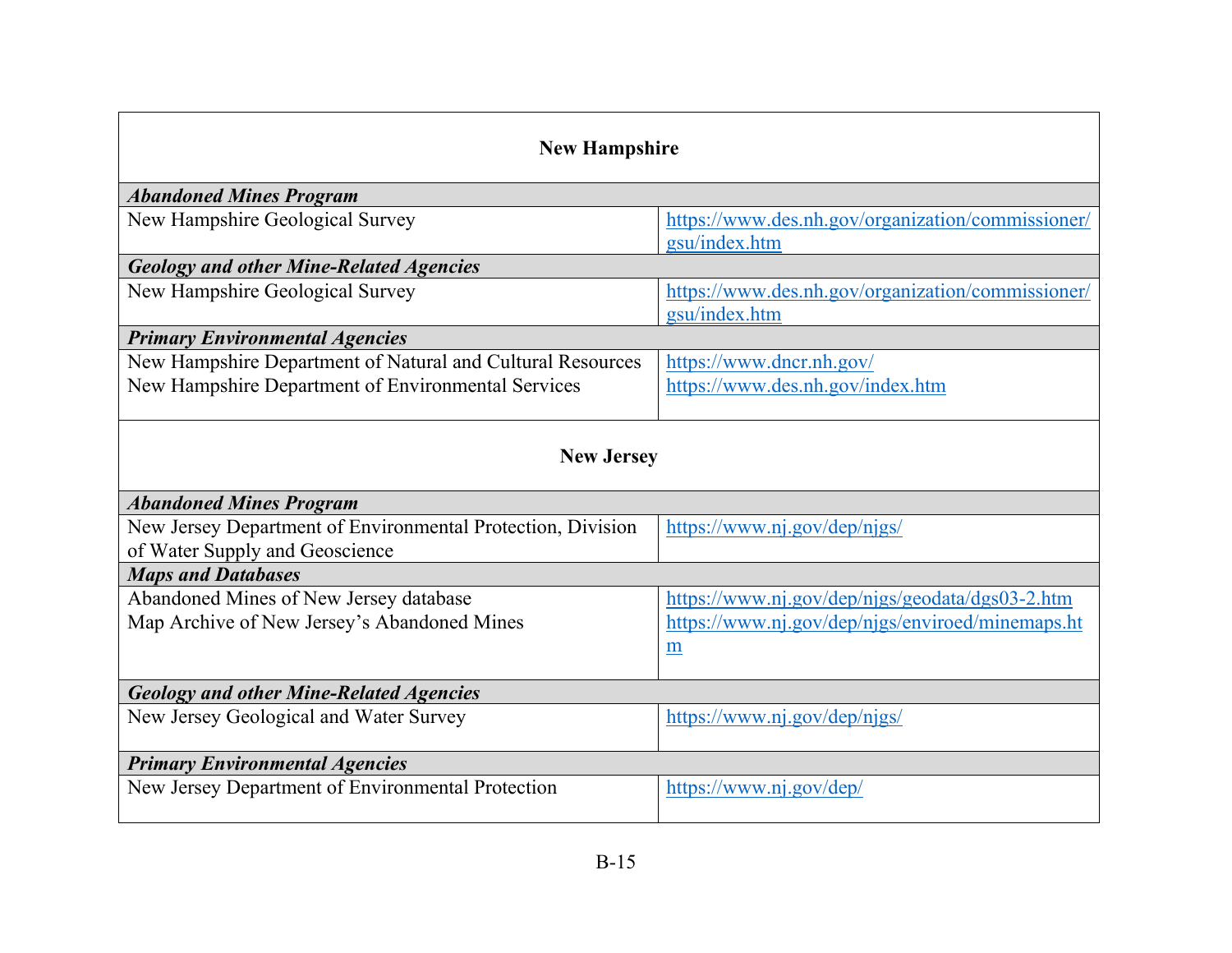| New Hampshire | |
|---|---|
| ***Abandoned Mines Program*** | |
| New Hampshire Geological Survey | https://www.des.nh.gov/organization/commissioner/gsu/index.htm |
| ***Geology and other Mine-Related Agencies*** | |
| New Hampshire Geological Survey | https://www.des.nh.gov/organization/commissioner/gsu/index.htm |
| ***Primary Environmental Agencies*** | |
| New Hampshire Department of Natural and Cultural Resources<br>New Hampshire Department of Environmental Services | https://www.dncr.nh.gov/<br>https://www.des.nh.gov/index.htm |

| New Jersey | |
|---|---|
| ***Abandoned Mines Program*** | |
| New Jersey Department of Environmental Protection, Division of Water Supply and Geoscience | https://www.nj.gov/dep/njgs/ |
| ***Maps and Databases*** | |
| Abandoned Mines of New Jersey database<br>Map Archive of New Jersey's Abandoned Mines | https://www.nj.gov/dep/njgs/geodata/dgs03-2.htm<br>https://www.nj.gov/dep/njgs/enviroed/minemaps.htm |
| ***Geology and other Mine-Related Agencies*** | |
| New Jersey Geological and Water Survey | https://www.nj.gov/dep/njgs/ |
| ***Primary Environmental Agencies*** | |
| New Jersey Department of Environmental Protection | https://www.nj.gov/dep/ |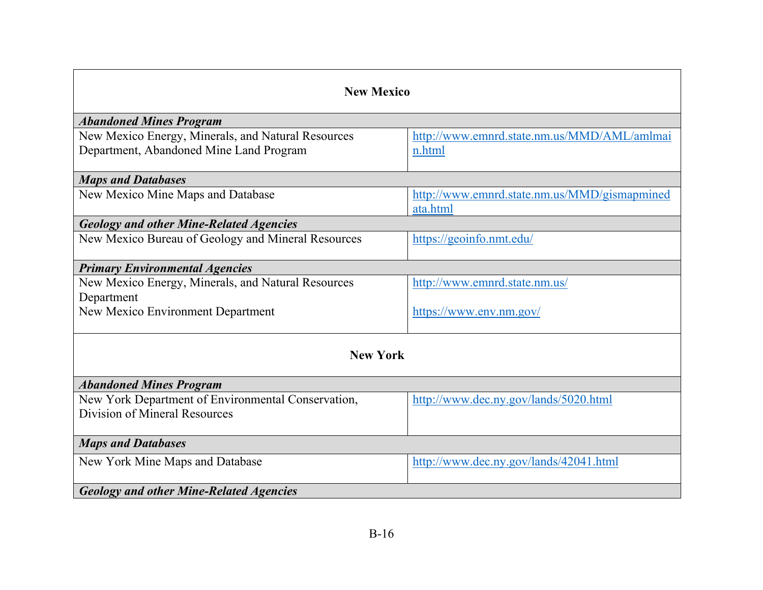| **New Mexico** | |
|---|---|
| ***Abandoned Mines Program*** | |
| New Mexico Energy, Minerals, and Natural Resources Department, Abandoned Mine Land Program | http://www.emnrd.state.nm.us/MMD/AML/amlmain.html |
| ***Maps and Databases*** | |
| New Mexico Mine Maps and Database | http://www.emnrd.state.nm.us/MMD/gismapminedata.html |
| ***Geology and other Mine-Related Agencies*** | |
| New Mexico Bureau of Geology and Mineral Resources | https://geoinfo.nmt.edu/ |
| ***Primary Environmental Agencies*** | |
| New Mexico Energy, Minerals, and Natural Resources Department<br>New Mexico Environment Department | http://www.emnrd.state.nm.us/<br>https://www.env.nm.gov/ |
| **New York** | |
| ***Abandoned Mines Program*** | |
| New York Department of Environmental Conservation, Division of Mineral Resources | http://www.dec.ny.gov/lands/5020.html |
| ***Maps and Databases*** | |
| New York Mine Maps and Database | http://www.dec.ny.gov/lands/42041.html |
| ***Geology and other Mine-Related Agencies*** | |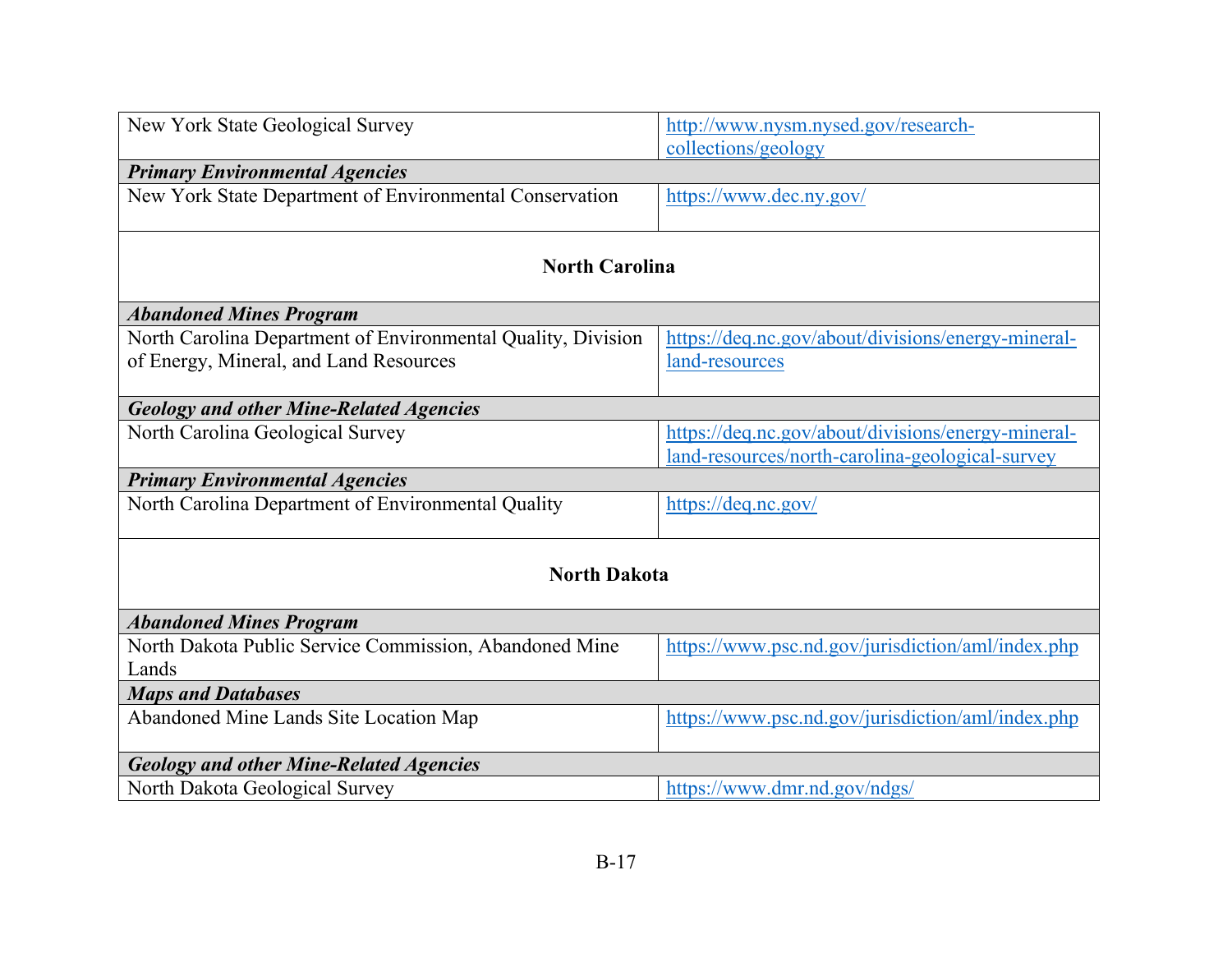| | |
|---|---|
| New York State Geological Survey | http://www.nysm.nysed.gov/research-collections/geology |
| ***Primary Environmental Agencies*** | |
| New York State Department of Environmental Conservation | https://www.dec.ny.gov/ |
| **North Carolina** | |
| ***Abandoned Mines Program*** | |
| North Carolina Department of Environmental Quality, Division of Energy, Mineral, and Land Resources | https://deq.nc.gov/about/divisions/energy-mineral-land-resources |
| ***Geology and other Mine-Related Agencies*** | |
| North Carolina Geological Survey | https://deq.nc.gov/about/divisions/energy-mineral-land-resources/north-carolina-geological-survey |
| ***Primary Environmental Agencies*** | |
| North Carolina Department of Environmental Quality | https://deq.nc.gov/ |
| **North Dakota** | |
| ***Abandoned Mines Program*** | |
| North Dakota Public Service Commission, Abandoned Mine Lands | https://www.psc.nd.gov/jurisdiction/aml/index.php |
| ***Maps and Databases*** | |
| Abandoned Mine Lands Site Location Map | https://www.psc.nd.gov/jurisdiction/aml/index.php |
| ***Geology and other Mine-Related Agencies*** | |
| North Dakota Geological Survey | https://www.dmr.nd.gov/ndgs/ |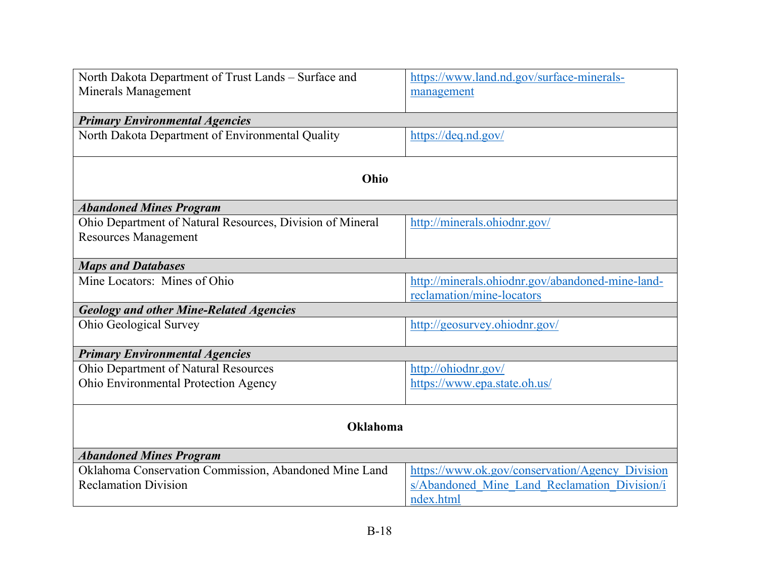| | |
|---|---|
| North Dakota Department of Trust Lands – Surface and Minerals Management | https://www.land.nd.gov/surface-minerals-management |
| ***Primary Environmental Agencies*** | |
| North Dakota Department of Environmental Quality | https://deq.nd.gov/ |
| **Ohio** | |
| ***Abandoned Mines Program*** | |
| Ohio Department of Natural Resources, Division of Mineral Resources Management | http://minerals.ohiodnr.gov/ |
| ***Maps and Databases*** | |
| Mine Locators: Mines of Ohio | http://minerals.ohiodnr.gov/abandoned-mine-land-reclamation/mine-locators |
| ***Geology and other Mine-Related Agencies*** | |
| Ohio Geological Survey | http://geosurvey.ohiodnr.gov/ |
| ***Primary Environmental Agencies*** | |
| Ohio Department of Natural Resources<br>Ohio Environmental Protection Agency | http://ohiodnr.gov/<br>https://www.epa.state.oh.us/ |
| **Oklahoma** | |
| ***Abandoned Mines Program*** | |
| Oklahoma Conservation Commission, Abandoned Mine Land Reclamation Division | https://www.ok.gov/conservation/Agency_Divisions/Abandoned_Mine_Land_Reclamation_Division/index.html |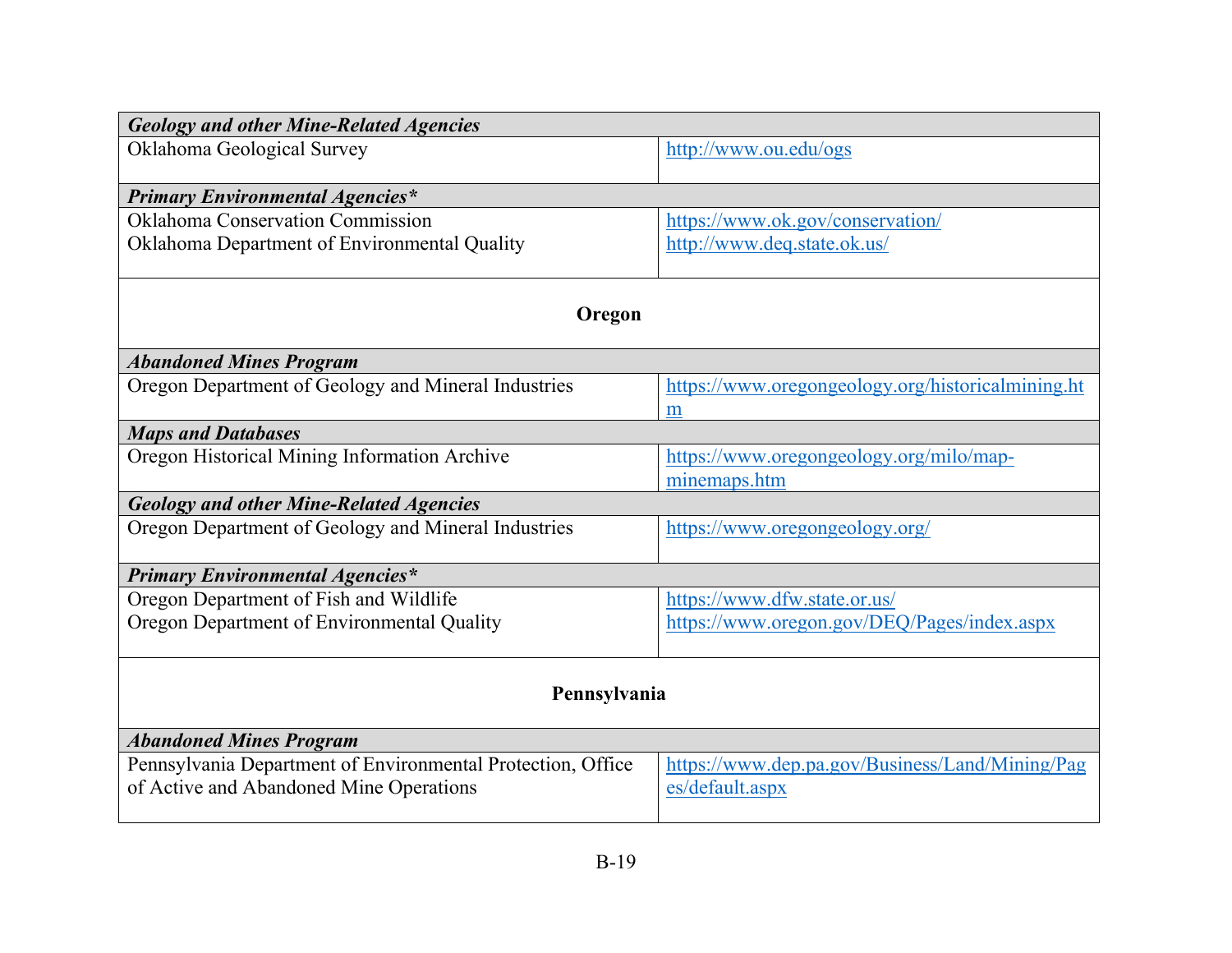| | |
|---|---|
| ***Geology and other Mine-Related Agencies*** | |
| Oklahoma Geological Survey | http://www.ou.edu/ogs |
| ***Primary Environmental Agencies**** | |
| Oklahoma Conservation Commission<br>Oklahoma Department of Environmental Quality | https://www.ok.gov/conservation/<br>http://www.deq.state.ok.us/ |
| **Oregon** | |
| ***Abandoned Mines Program*** | |
| Oregon Department of Geology and Mineral Industries | https://www.oregongeology.org/historicalmining.htm |
| ***Maps and Databases*** | |
| Oregon Historical Mining Information Archive | https://www.oregongeology.org/milo/map-minemaps.htm |
| ***Geology and other Mine-Related Agencies*** | |
| Oregon Department of Geology and Mineral Industries | https://www.oregongeology.org/ |
| ***Primary Environmental Agencies**** | |
| Oregon Department of Fish and Wildlife<br>Oregon Department of Environmental Quality | https://www.dfw.state.or.us/<br>https://www.oregon.gov/DEQ/Pages/index.aspx |
| **Pennsylvania** | |
| ***Abandoned Mines Program*** | |
| Pennsylvania Department of Environmental Protection, Office of Active and Abandoned Mine Operations | https://www.dep.pa.gov/Business/Land/Mining/Pages/default.aspx |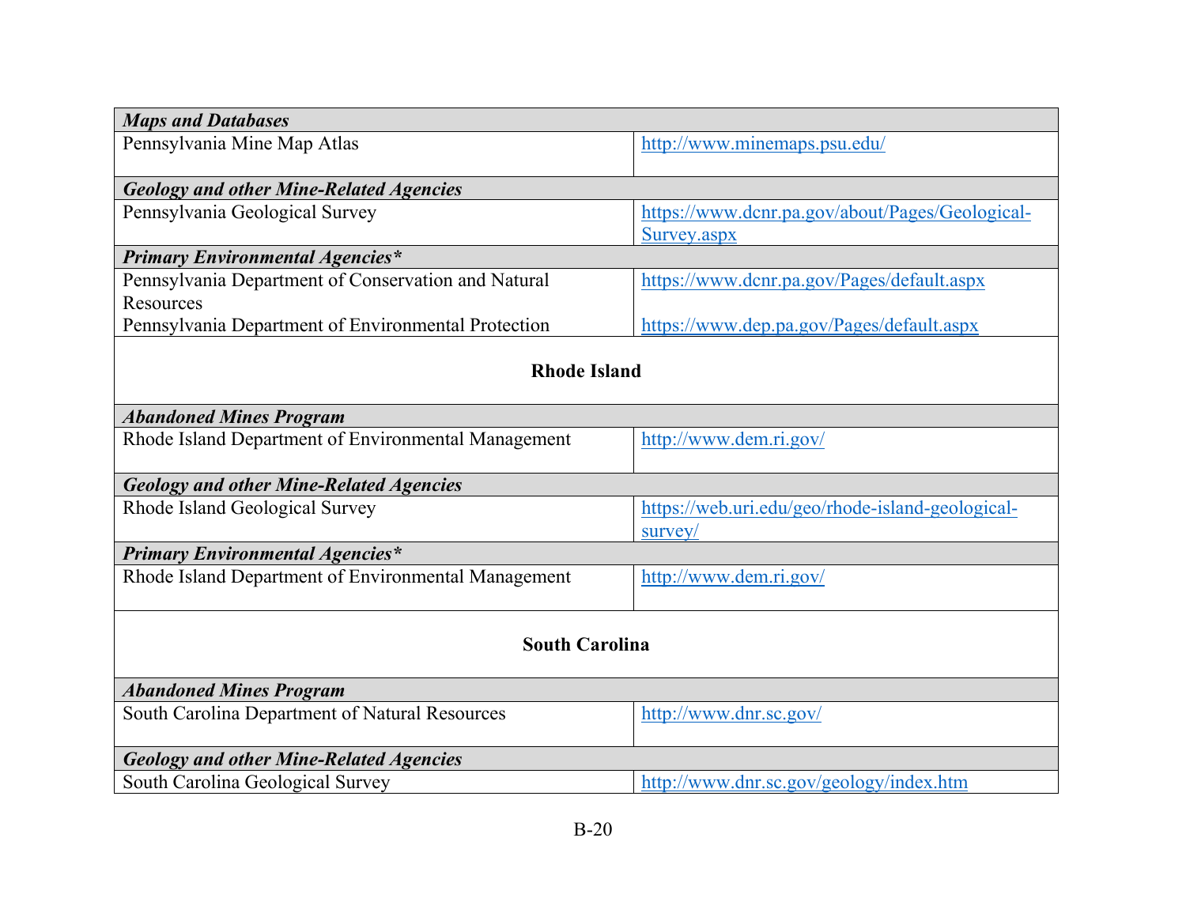| | |
|---|---|
| ***Maps and Databases*** | |
| Pennsylvania Mine Map Atlas | http://www.minemaps.psu.edu/ |
| ***Geology and other Mine-Related Agencies*** | |
| Pennsylvania Geological Survey | https://www.dcnr.pa.gov/about/Pages/Geological-Survey.aspx |
| ***Primary Environmental Agencies**** | |
| Pennsylvania Department of Conservation and Natural Resources | https://www.dcnr.pa.gov/Pages/default.aspx |
| Pennsylvania Department of Environmental Protection | https://www.dep.pa.gov/Pages/default.aspx |
| **Rhode Island** | |
| ***Abandoned Mines Program*** | |
| Rhode Island Department of Environmental Management | http://www.dem.ri.gov/ |
| ***Geology and other Mine-Related Agencies*** | |
| Rhode Island Geological Survey | https://web.uri.edu/geo/rhode-island-geological-survey/ |
| ***Primary Environmental Agencies**** | |
| Rhode Island Department of Environmental Management | http://www.dem.ri.gov/ |
| **South Carolina** | |
| ***Abandoned Mines Program*** | |
| South Carolina Department of Natural Resources | http://www.dnr.sc.gov/ |
| ***Geology and other Mine-Related Agencies*** | |
| South Carolina Geological Survey | http://www.dnr.sc.gov/geology/index.htm |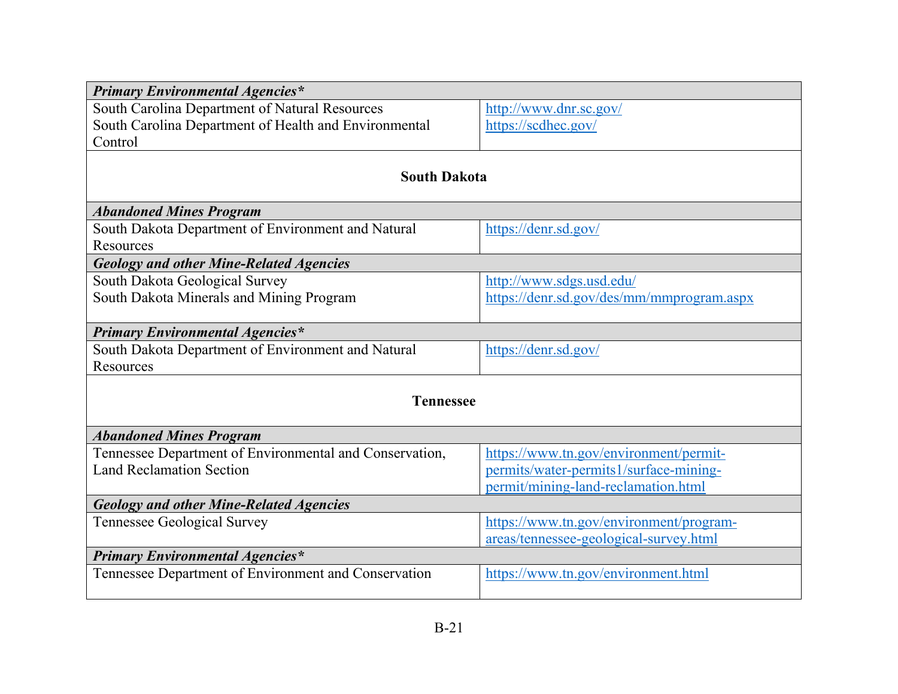| | |
|---|---|
| ***Primary Environmental Agencies**** | |
| South Carolina Department of Natural Resources<br>South Carolina Department of Health and Environmental Control | http://www.dnr.sc.gov/<br>https://scdhec.gov/ |
| **South Dakota** | |
| ***Abandoned Mines Program*** | |
| South Dakota Department of Environment and Natural Resources | https://denr.sd.gov/ |
| ***Geology and other Mine-Related Agencies*** | |
| South Dakota Geological Survey<br>South Dakota Minerals and Mining Program | http://www.sdgs.usd.edu/<br>https://denr.sd.gov/des/mm/mmprogram.aspx |
| ***Primary Environmental Agencies**** | |
| South Dakota Department of Environment and Natural Resources | https://denr.sd.gov/ |
| **Tennessee** | |
| ***Abandoned Mines Program*** | |
| Tennessee Department of Environmental and Conservation, Land Reclamation Section | https://www.tn.gov/environment/permit-permits/water-permits1/surface-mining-permit/mining-land-reclamation.html |
| ***Geology and other Mine-Related Agencies*** | |
| Tennessee Geological Survey | https://www.tn.gov/environment/program-areas/tennessee-geological-survey.html |
| ***Primary Environmental Agencies**** | |
| Tennessee Department of Environment and Conservation | https://www.tn.gov/environment.html |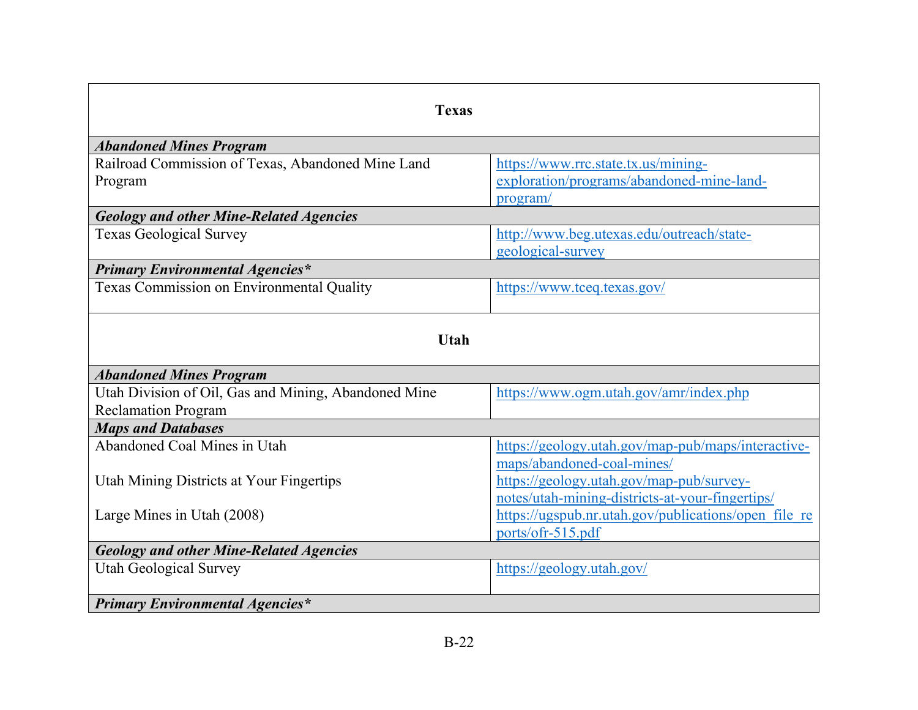| **Texas** | |
|---|---|
| ***Abandoned Mines Program*** | |
| Railroad Commission of Texas, Abandoned Mine Land Program | https://www.rrc.state.tx.us/mining-exploration/programs/abandoned-mine-land-program/ |
| ***Geology and other Mine-Related Agencies*** | |
| Texas Geological Survey | http://www.beg.utexas.edu/outreach/state-geological-survey |
| ***Primary Environmental Agencies**** | |
| Texas Commission on Environmental Quality | https://www.tceq.texas.gov/ |
| **Utah** | |
| ***Abandoned Mines Program*** | |
| Utah Division of Oil, Gas and Mining, Abandoned Mine Reclamation Program | https://www.ogm.utah.gov/amr/index.php |
| ***Maps and Databases*** | |
| Abandoned Coal Mines in Utah | https://geology.utah.gov/map-pub/maps/interactive-maps/abandoned-coal-mines/ |
| Utah Mining Districts at Your Fingertips | https://geology.utah.gov/map-pub/survey-notes/utah-mining-districts-at-your-fingertips/ |
| Large Mines in Utah (2008) | https://ugspub.nr.utah.gov/publications/open_file_reports/ofr-515.pdf |
| ***Geology and other Mine-Related Agencies*** | |
| Utah Geological Survey | https://geology.utah.gov/ |
| ***Primary Environmental Agencies**** | |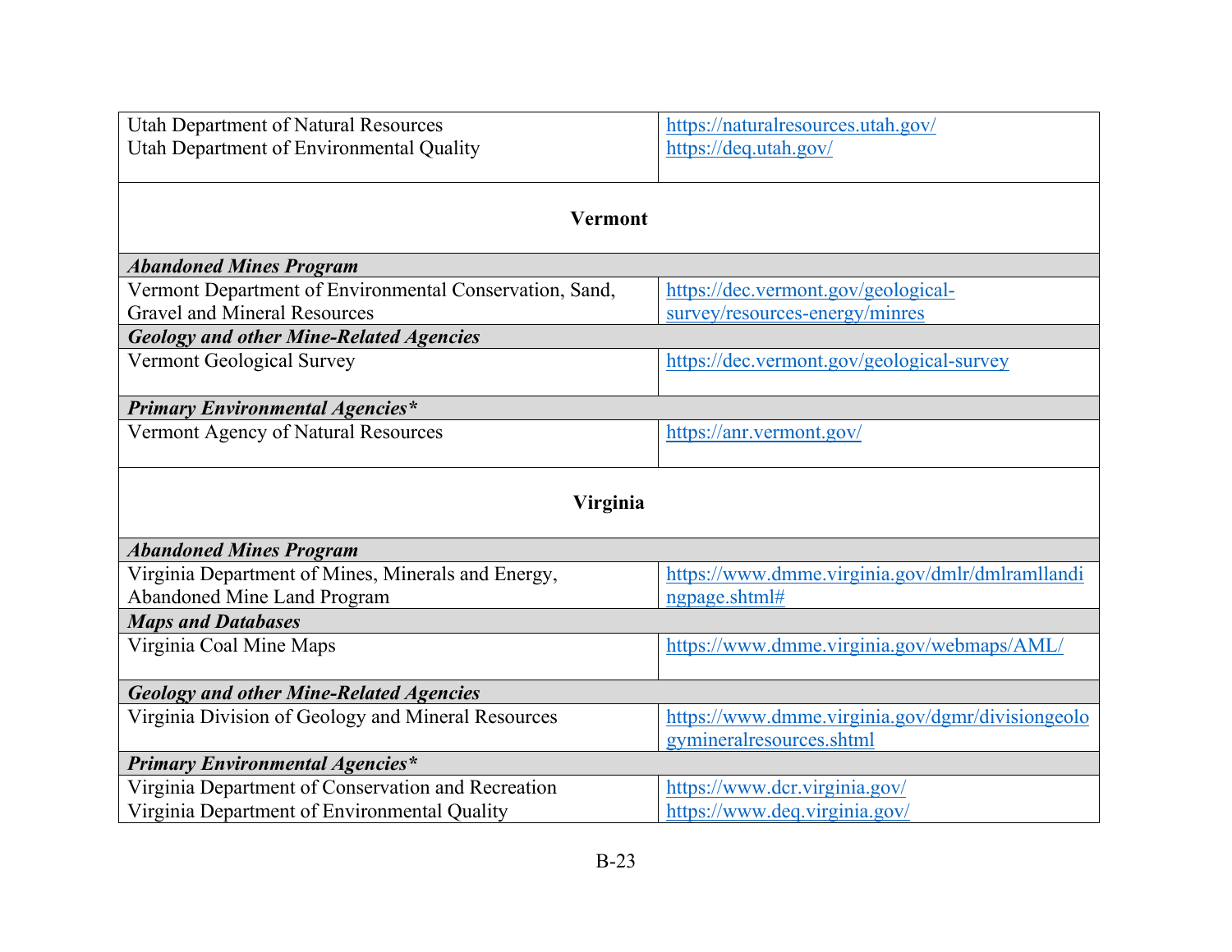| | |
|---|---|
| Utah Department of Natural Resources<br>Utah Department of Environmental Quality | https://naturalresources.utah.gov/<br>https://deq.utah.gov/ |
| **Vermont** | |
| ***Abandoned Mines Program*** | |
| Vermont Department of Environmental Conservation, Sand, Gravel and Mineral Resources | https://dec.vermont.gov/geological-survey/resources-energy/minres |
| ***Geology and other Mine-Related Agencies*** | |
| Vermont Geological Survey | https://dec.vermont.gov/geological-survey |
| ***Primary Environmental Agencies**** | |
| Vermont Agency of Natural Resources | https://anr.vermont.gov/ |
| **Virginia** | |
| ***Abandoned Mines Program*** | |
| Virginia Department of Mines, Minerals and Energy, Abandoned Mine Land Program | https://www.dmme.virginia.gov/dmlr/dmlramllandingpage.shtml# |
| ***Maps and Databases*** | |
| Virginia Coal Mine Maps | https://www.dmme.virginia.gov/webmaps/AML/ |
| ***Geology and other Mine-Related Agencies*** | |
| Virginia Division of Geology and Mineral Resources | https://www.dmme.virginia.gov/dgmr/divisiongeologymineralresources.shtml |
| ***Primary Environmental Agencies**** | |
| Virginia Department of Conservation and Recreation<br>Virginia Department of Environmental Quality | https://www.dcr.virginia.gov/<br>https://www.deq.virginia.gov/ |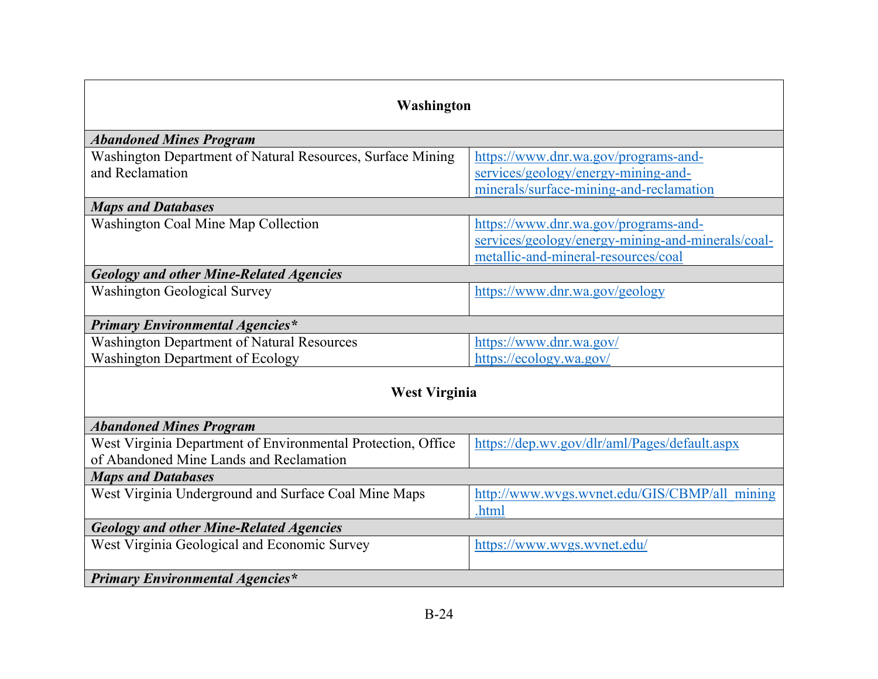| Washington | |
|---|---|
| ***Abandoned Mines Program*** | |
| Washington Department of Natural Resources, Surface Mining and Reclamation | https://www.dnr.wa.gov/programs-and-services/geology/energy-mining-and-minerals/surface-mining-and-reclamation |
| ***Maps and Databases*** | |
| Washington Coal Mine Map Collection | https://www.dnr.wa.gov/programs-and-services/geology/energy-mining-and-minerals/coal-metallic-and-mineral-resources/coal |
| ***Geology and other Mine-Related Agencies*** | |
| Washington Geological Survey | https://www.dnr.wa.gov/geology |
| ***Primary Environmental Agencies**** | |
| Washington Department of Natural Resources<br>Washington Department of Ecology | https://www.dnr.wa.gov/<br>https://ecology.wa.gov/ |

| West Virginia | |
|---|---|
| ***Abandoned Mines Program*** | |
| West Virginia Department of Environmental Protection, Office of Abandoned Mine Lands and Reclamation | https://dep.wv.gov/dlr/aml/Pages/default.aspx |
| ***Maps and Databases*** | |
| West Virginia Underground and Surface Coal Mine Maps | http://www.wvgs.wvnet.edu/GIS/CBMP/all_mining.html |
| ***Geology and other Mine-Related Agencies*** | |
| West Virginia Geological and Economic Survey | https://www.wvgs.wvnet.edu/ |
| ***Primary Environmental Agencies**** | |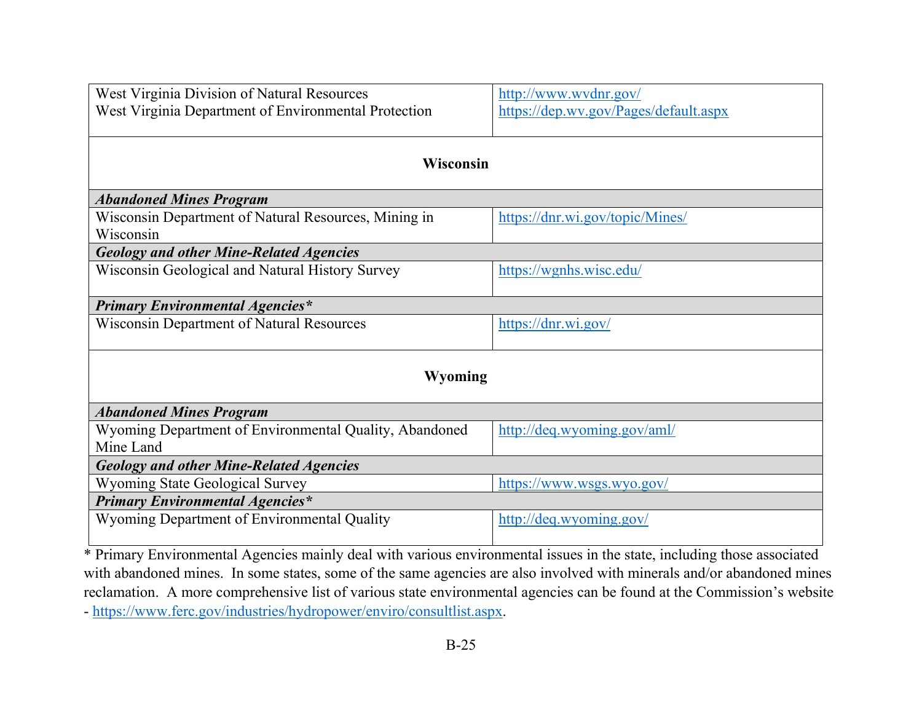| | |
|---|---|
| West Virginia Division of Natural Resources<br>West Virginia Department of Environmental Protection | http://www.wvdnr.gov/<br>https://dep.wv.gov/Pages/default.aspx |
| **Wisconsin** | |
| ***Abandoned Mines Program*** | |
| Wisconsin Department of Natural Resources, Mining in Wisconsin | https://dnr.wi.gov/topic/Mines/ |
| ***Geology and other Mine-Related Agencies*** | |
| Wisconsin Geological and Natural History Survey | https://wgnhs.wisc.edu/ |
| ***Primary Environmental Agencies**** | |
| Wisconsin Department of Natural Resources | https://dnr.wi.gov/ |
| **Wyoming** | |
| ***Abandoned Mines Program*** | |
| Wyoming Department of Environmental Quality, Abandoned Mine Land | http://deq.wyoming.gov/aml/ |
| ***Geology and other Mine-Related Agencies*** | |
| Wyoming State Geological Survey | https://www.wsgs.wyo.gov/ |
| ***Primary Environmental Agencies**** | |
| Wyoming Department of Environmental Quality | http://deq.wyoming.gov/ |

* Primary Environmental Agencies mainly deal with various environmental issues in the state, including those associated with abandoned mines. In some states, some of the same agencies are also involved with minerals and/or abandoned mines reclamation. A more comprehensive list of various state environmental agencies can be found at the Commission's website - https://www.ferc.gov/industries/hydropower/enviro/consultlist.aspx.